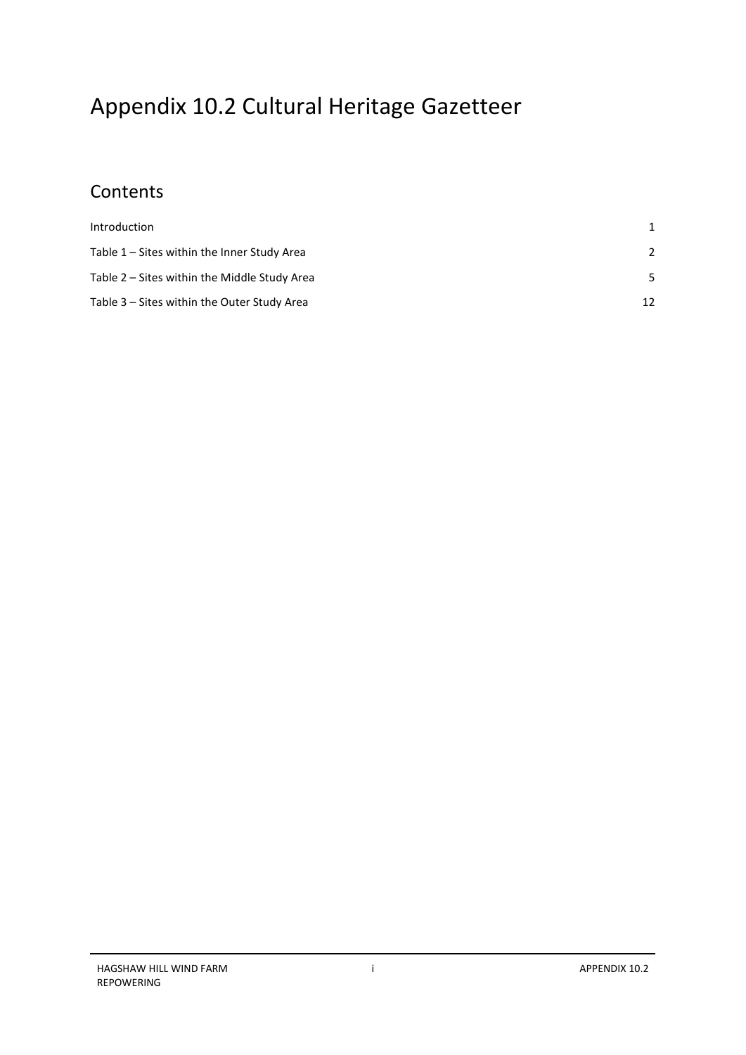# Appendix 10.2 Cultural Heritage Gazetteer

## Contents

| | |
|---|---|
| Introduction | 1 |
| Table 1 – Sites within the Inner Study Area | 2 |
| Table 2 – Sites within the Middle Study Area | 5 |
| Table 3 – Sites within the Outer Study Area | 12 |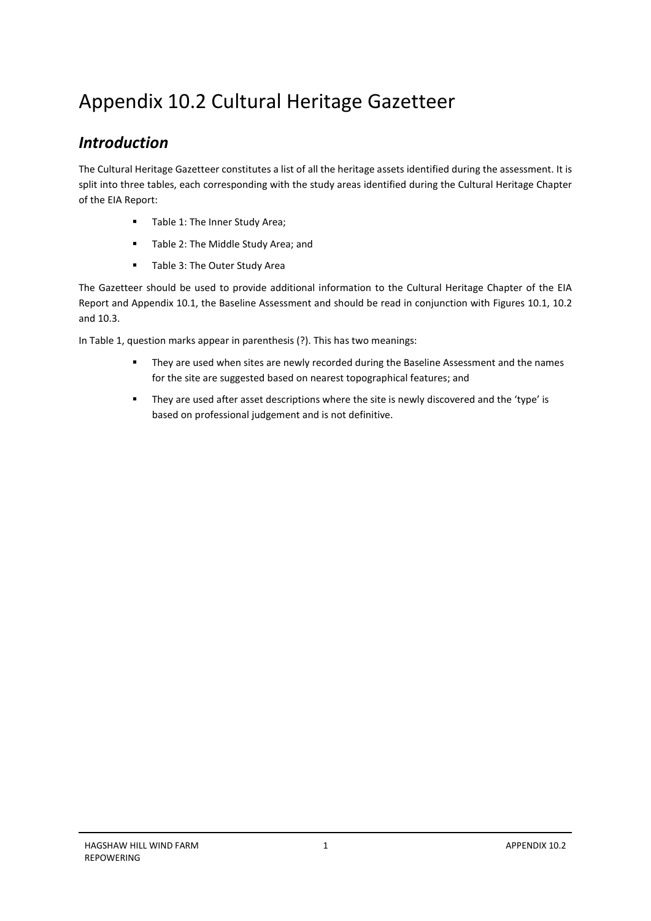# Appendix 10.2 Cultural Heritage Gazetteer

## *Introduction*

The Cultural Heritage Gazetteer constitutes a list of all the heritage assets identified during the assessment. It is split into three tables, each corresponding with the study areas identified during the Cultural Heritage Chapter of the EIA Report:

- Table 1: The Inner Study Area;
- Table 2: The Middle Study Area; and
- Table 3: The Outer Study Area

The Gazetteer should be used to provide additional information to the Cultural Heritage Chapter of the EIA Report and Appendix 10.1, the Baseline Assessment and should be read in conjunction with Figures 10.1, 10.2 and 10.3.

In Table 1, question marks appear in parenthesis (?). This has two meanings:

- They are used when sites are newly recorded during the Baseline Assessment and the names for the site are suggested based on nearest topographical features; and
- They are used after asset descriptions where the site is newly discovered and the 'type' is based on professional judgement and is not definitive.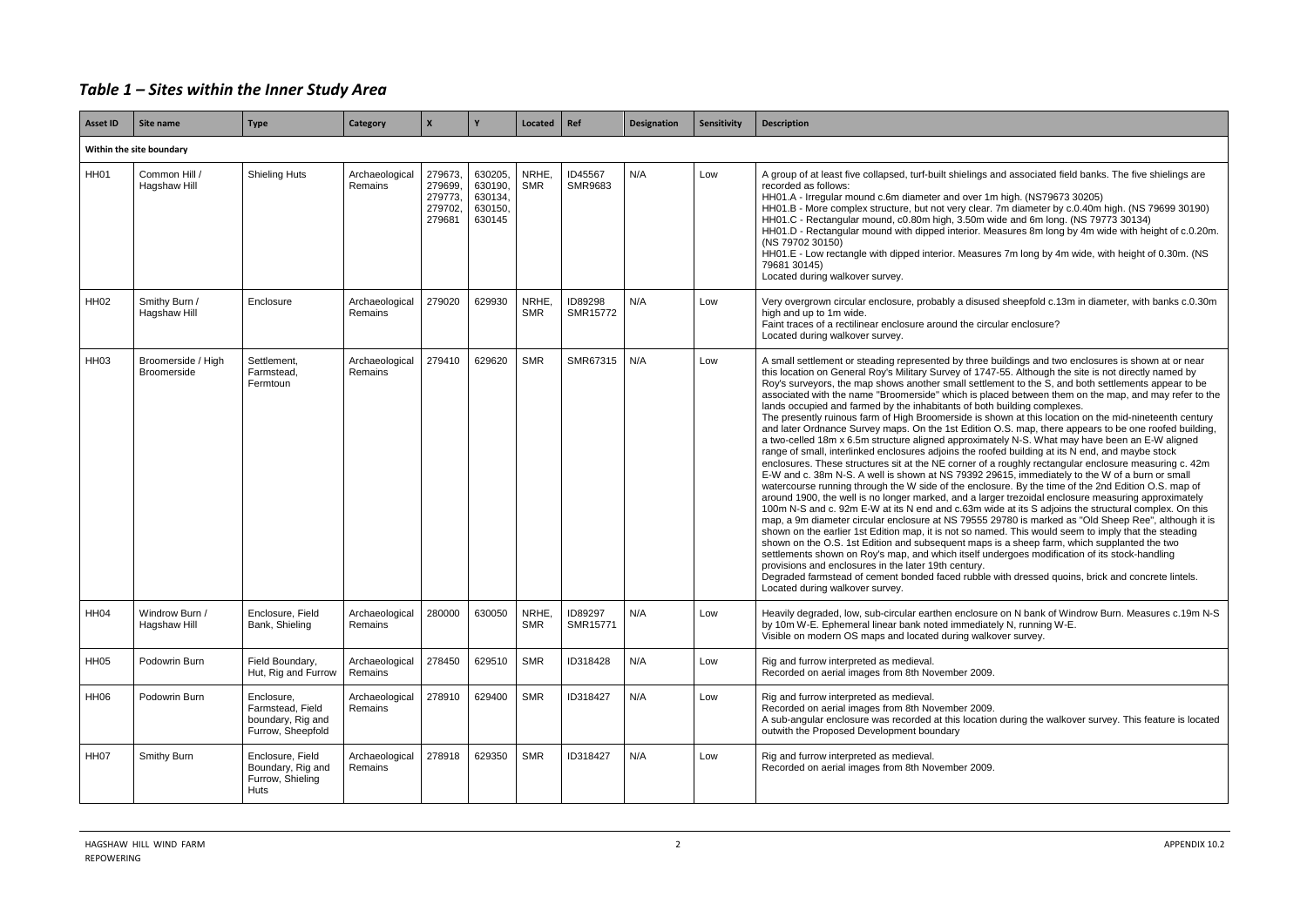# *Table 1 – Sites within the Inner Study Area*

| Asset ID | Site name | Type | Category | X | Y | Located | Ref | Designation | Sensitivity | Description |
|---|---|---|---|---|---|---|---|---|---|---|
| **Within the site boundary** | | | | | | | | | | |
| HH01 | Common Hill / Hagshaw Hill | Shieling Huts | Archaeological Remains | 279673, 279699, 279773, 279702, 279681 | 630205, 630190, 630134, 630150, 630145 | NRHE, SMR | ID45567 SMR9683 | N/A | Low | A group of at least five collapsed, turf-built shielings and associated field banks. The five shielings are recorded as follows:<br>HH01.A - Irregular mound c.6m diameter and over 1m high. (NS79673 30205)<br>HH01.B - More complex structure, but not very clear. 7m diameter by c.0.40m high. (NS 79699 30190)<br>HH01.C - Rectangular mound, c0.80m high, 3.50m wide and 6m long. (NS 79773 30134)<br>HH01.D - Rectangular mound with dipped interior. Measures 8m long by 4m wide with height of c.0.20m. (NS 79702 30150)<br>HH01.E - Low rectangle with dipped interior. Measures 7m long by 4m wide, with height of 0.30m. (NS 79681 30145)<br>Located during walkover survey. |
| HH02 | Smithy Burn / Hagshaw Hill | Enclosure | Archaeological Remains | 279020 | 629930 | NRHE, SMR | ID89298 SMR15772 | N/A | Low | Very overgrown circular enclosure, probably a disused sheepfold c.13m in diameter, with banks c.0.30m high and up to 1m wide.<br>Faint traces of a rectilinear enclosure around the circular enclosure?<br>Located during walkover survey. |
| HH03 | Broomerside / High Broomerside | Settlement, Farmstead, Fermtoun | Archaeological Remains | 279410 | 629620 | SMR | SMR67315 | N/A | Low | A small settlement or steading represented by three buildings and two enclosures is shown at or near this location on General Roy's Military Survey of 1747-55. Although the site is not directly named by Roy's surveyors, the map shows another small settlement to the S, and both settlements appear to be associated with the name "Broomerside" which is placed between them on the map, and may refer to the lands occupied and farmed by the inhabitants of both building complexes.<br>The presently ruinous farm of High Broomerside is shown at this location on the mid-nineteenth century and later Ordnance Survey maps. On the 1st Edition O.S. map, there appears to be one roofed building, a two-celled 18m x 6.5m structure aligned approximately N-S. What may have been an E-W aligned range of small, interlinked enclosures adjoins the roofed building at its N end, and maybe stock enclosures. These structures sit at the NE corner of a roughly rectangular enclosure measuring c. 42m E-W and c. 38m N-S. A well is shown at NS 79392 29615, immediately to the W of a burn or small watercourse running through the W side of the enclosure. By the time of the 2nd Edition O.S. map of around 1900, the well is no longer marked, and a larger trezoidal enclosure measuring approximately 100m N-S and c. 92m E-W at its N end and c.63m wide at its S adjoins the structural complex. On this map, a 9m diameter circular enclosure at NS 79555 29780 is marked as "Old Sheep Ree", although it is shown on the earlier 1st Edition map, it is not so named. This would seem to imply that the steading shown on the O.S. 1st Edition and subsequent maps is a sheep farm, which supplanted the two settlements shown on Roy's map, and which itself undergoes modification of its stock-handling provisions and enclosures in the later 19th century.<br>Degraded farmstead of cement bonded faced rubble with dressed quoins, brick and concrete lintels.<br>Located during walkover survey. |
| HH04 | Windrow Burn / Hagshaw Hill | Enclosure, Field Bank, Shieling | Archaeological Remains | 280000 | 630050 | NRHE, SMR | ID89297 SMR15771 | N/A | Low | Heavily degraded, low, sub-circular earthen enclosure on N bank of Windrow Burn. Measures c.19m N-S by 10m W-E. Ephemeral linear bank noted immediately N, running W-E.<br>Visible on modern OS maps and located during walkover survey. |
| HH05 | Podowrin Burn | Field Boundary, Hut, Rig and Furrow | Archaeological Remains | 278450 | 629510 | SMR | ID318428 | N/A | Low | Rig and furrow interpreted as medieval.<br>Recorded on aerial images from 8th November 2009. |
| HH06 | Podowrin Burn | Enclosure, Farmstead, Field boundary, Rig and Furrow, Sheepfold | Archaeological Remains | 278910 | 629400 | SMR | ID318427 | N/A | Low | Rig and furrow interpreted as medieval.<br>Recorded on aerial images from 8th November 2009.<br>A sub-angular enclosure was recorded at this location during the walkover survey. This feature is located outwith the Proposed Development boundary |
| HH07 | Smithy Burn | Enclosure, Field Boundary, Rig and Furrow, Shieling Huts | Archaeological Remains | 278918 | 629350 | SMR | ID318427 | N/A | Low | Rig and furrow interpreted as medieval.<br>Recorded on aerial images from 8th November 2009. |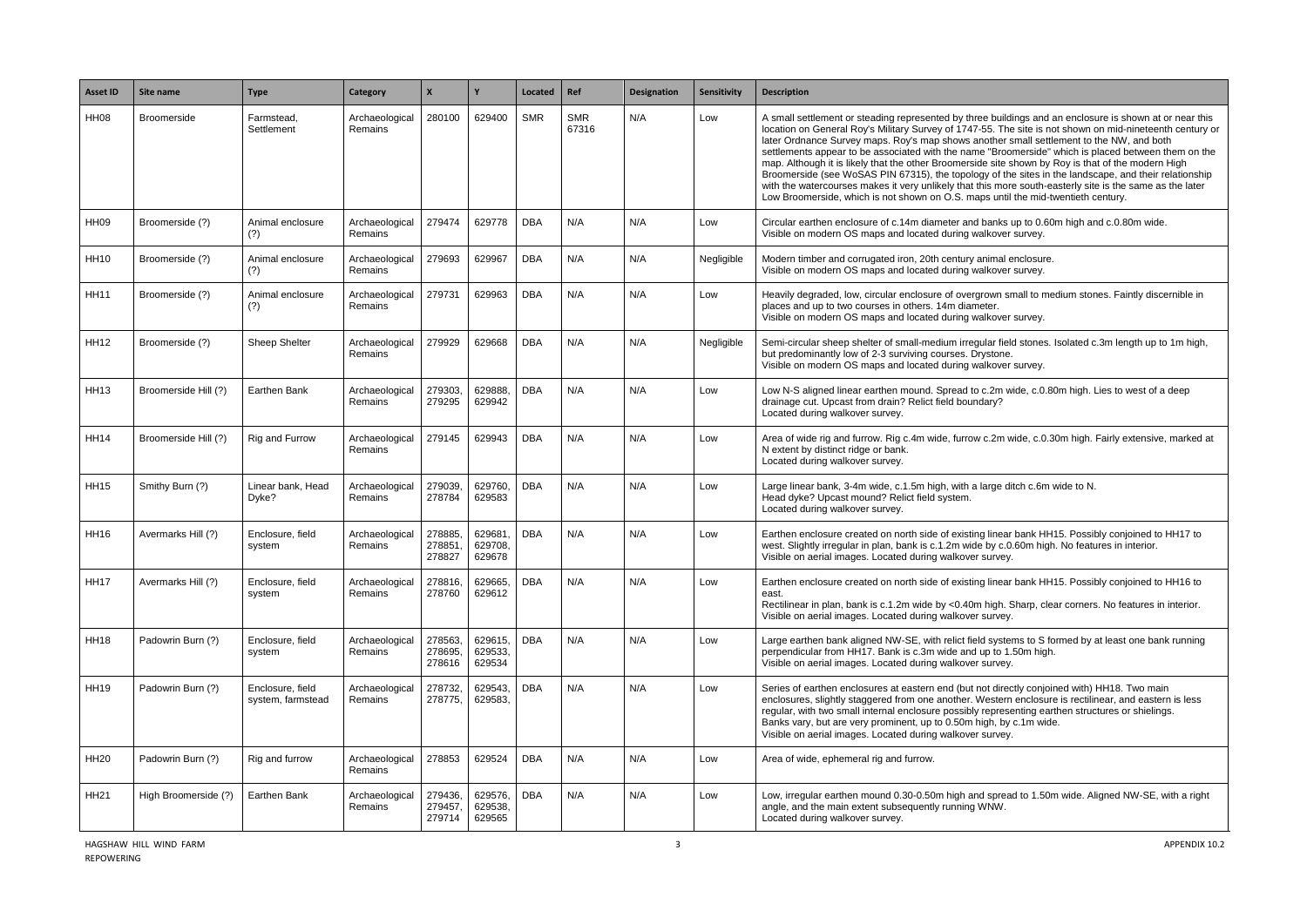| Asset ID | Site name | Type | Category | X | Y | Located | Ref | Designation | Sensitivity | Description |
|---|---|---|---|---|---|---|---|---|---|---|
| HH08 | Broomerside | Farmstead, Settlement | Archaeological Remains | 280100 | 629400 | SMR | SMR 67316 | N/A | Low | A small settlement or steading represented by three buildings and an enclosure is shown at or near this location on General Roy's Military Survey of 1747-55. The site is not shown on mid-nineteenth century or later Ordnance Survey maps. Roy's map shows another small settlement to the NW, and both settlements appear to be associated with the name "Broomerside" which is placed between them on the map. Although it is likely that the other Broomerside site shown by Roy is that of the modern High Broomerside (see WoSAS PIN 67315), the topology of the sites in the landscape, and their relationship with the watercourses makes it very unlikely that this more south-easterly site is the same as the later Low Broomerside, which is not shown on O.S. maps until the mid-twentieth century. |
| HH09 | Broomerside (?) | Animal enclosure (?) | Archaeological Remains | 279474 | 629778 | DBA | N/A | N/A | Low | Circular earthen enclosure of c.14m diameter and banks up to 0.60m high and c.0.80m wide.<br>Visible on modern OS maps and located during walkover survey. |
| HH10 | Broomerside (?) | Animal enclosure (?) | Archaeological Remains | 279693 | 629967 | DBA | N/A | N/A | Negligible | Modern timber and corrugated iron, 20th century animal enclosure.<br>Visible on modern OS maps and located during walkover survey. |
| HH11 | Broomerside (?) | Animal enclosure (?) | Archaeological Remains | 279731 | 629963 | DBA | N/A | N/A | Low | Heavily degraded, low, circular enclosure of overgrown small to medium stones. Faintly discernible in places and up to two courses in others. 14m diameter.<br>Visible on modern OS maps and located during walkover survey. |
| HH12 | Broomerside (?) | Sheep Shelter | Archaeological Remains | 279929 | 629668 | DBA | N/A | N/A | Negligible | Semi-circular sheep shelter of small-medium irregular field stones. Isolated c.3m length up to 1m high, but predominantly low of 2-3 surviving courses. Drystone.<br>Visible on modern OS maps and located during walkover survey. |
| HH13 | Broomerside Hill (?) | Earthen Bank | Archaeological Remains | 279303, 279295 | 629888, 629942 | DBA | N/A | N/A | Low | Low N-S aligned linear earthen mound. Spread to c.2m wide, c.0.80m high. Lies to west of a deep drainage cut. Upcast from drain? Relict field boundary?<br>Located during walkover survey. |
| HH14 | Broomerside Hill (?) | Rig and Furrow | Archaeological Remains | 279145 | 629943 | DBA | N/A | N/A | Low | Area of wide rig and furrow. Rig c.4m wide, furrow c.2m wide, c.0.30m high. Fairly extensive, marked at N extent by distinct ridge or bank.<br>Located during walkover survey. |
| HH15 | Smithy Burn (?) | Linear bank, Head Dyke? | Archaeological Remains | 279039, 278784 | 629760, 629583 | DBA | N/A | N/A | Low | Large linear bank, 3-4m wide, c.1.5m high, with a large ditch c.6m wide to N.<br>Head dyke? Upcast mound? Relict field system.<br>Located during walkover survey. |
| HH16 | Avermarks Hill (?) | Enclosure, field system | Archaeological Remains | 278885, 278851, 278827 | 629681, 629708, 629678 | DBA | N/A | N/A | Low | Earthen enclosure created on north side of existing linear bank HH15. Possibly conjoined to HH17 to west. Slightly irregular in plan, bank is c.1.2m wide by c.0.60m high. No features in interior.<br>Visible on aerial images. Located during walkover survey. |
| HH17 | Avermarks Hill (?) | Enclosure, field system | Archaeological Remains | 278816, 278760 | 629665, 629612 | DBA | N/A | N/A | Low | Earthen enclosure created on north side of existing linear bank HH15. Possibly conjoined to HH16 to east.<br>Rectilinear in plan, bank is c.1.2m wide by <0.40m high. Sharp, clear corners. No features in interior.<br>Visible on aerial images. Located during walkover survey. |
| HH18 | Padowrin Burn (?) | Enclosure, field system | Archaeological Remains | 278563, 278695, 278616 | 629615, 629533, 629534 | DBA | N/A | N/A | Low | Large earthen bank aligned NW-SE, with relict field systems to S formed by at least one bank running perpendicular from HH17. Bank is c.3m wide and up to 1.50m high.<br>Visible on aerial images. Located during walkover survey. |
| HH19 | Padowrin Burn (?) | Enclosure, field system, farmstead | Archaeological Remains | 278732, 278775, | 629543, 629583, | DBA | N/A | N/A | Low | Series of earthen enclosures at eastern end (but not directly conjoined with) HH18. Two main enclosures, slightly staggered from one another. Western enclosure is rectilinear, and eastern is less regular, with two small internal enclosure possibly representing earthen structures or shielings.<br>Banks vary, but are very prominent, up to 0.50m high, by c.1m wide.<br>Visible on aerial images. Located during walkover survey. |
| HH20 | Padowrin Burn (?) | Rig and furrow | Archaeological Remains | 278853 | 629524 | DBA | N/A | N/A | Low | Area of wide, ephemeral rig and furrow. |
| HH21 | High Broomerside (?) | Earthen Bank | Archaeological Remains | 279436, 279457, 279714 | 629576, 629538, 629565 | DBA | N/A | N/A | Low | Low, irregular earthen mound 0.30-0.50m high and spread to 1.50m wide. Aligned NW-SE, with a right angle, and the main extent subsequently running WNW.<br>Located during walkover survey. |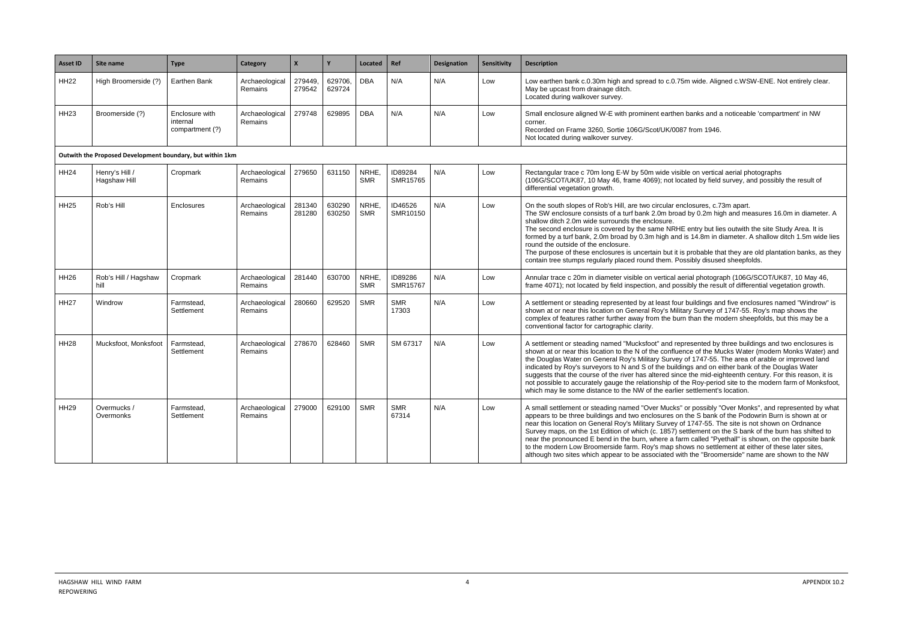| Asset ID | Site name | Type | Category | X | Y | Located | Ref | Designation | Sensitivity | Description |
|---|---|---|---|---|---|---|---|---|---|---|
| HH22 | High Broomerside (?) | Earthen Bank | Archaeological Remains | 279449, 279542 | 629706, 629724 | DBA | N/A | N/A | Low | Low earthen bank c.0.30m high and spread to c.0.75m wide. Aligned c.WSW-ENE. Not entirely clear. May be upcast from drainage ditch.<br>Located during walkover survey. |
| HH23 | Broomerside (?) | Enclosure with internal compartment (?) | Archaeological Remains | 279748 | 629895 | DBA | N/A | N/A | Low | Small enclosure aligned W-E with prominent earthen banks and a noticeable 'compartment' in NW corner.<br>Recorded on Frame 3260, Sortie 106G/Scot/UK/0087 from 1946.<br>Not located during walkover survey. |
| **Outwith the Proposed Development boundary, but within 1km** | | | | | | | | | | |
| HH24 | Henry's Hill / Hagshaw Hill | Cropmark | Archaeological Remains | 279650 | 631150 | NRHE, SMR | ID89284 SMR15765 | N/A | Low | Rectangular trace c 70m long E-W by 50m wide visible on vertical aerial photographs (106G/SCOT/UK87, 10 May 46, frame 4069); not located by field survey, and possibly the result of differential vegetation growth. |
| HH25 | Rob's Hill | Enclosures | Archaeological Remains | 281340 281280 | 630290 630250 | NRHE, SMR | ID46526 SMR10150 | N/A | Low | On the south slopes of Rob's Hill, are two circular enclosures, c.73m apart.<br>The SW enclosure consists of a turf bank 2.0m broad by 0.2m high and measures 16.0m in diameter. A shallow ditch 2.0m wide surrounds the enclosure.<br>The second enclosure is covered by the same NRHE entry but lies outwith the site Study Area. It is formed by a turf bank, 2.0m broad by 0.3m high and is 14.8m in diameter. A shallow ditch 1.5m wide lies round the outside of the enclosure.<br>The purpose of these enclosures is uncertain but it is probable that they are old plantation banks, as they contain tree stumps regularly placed round them. Possibly disused sheepfolds. |
| HH26 | Rob's Hill / Hagshaw hill | Cropmark | Archaeological Remains | 281440 | 630700 | NRHE, SMR | ID89286 SMR15767 | N/A | Low | Annular trace c 20m in diameter visible on vertical aerial photograph (106G/SCOT/UK87, 10 May 46, frame 4071); not located by field inspection, and possibly the result of differential vegetation growth. |
| HH27 | Windrow | Farmstead, Settlement | Archaeological Remains | 280660 | 629520 | SMR | SMR 17303 | N/A | Low | A settlement or steading represented by at least four buildings and five enclosures named "Windrow" is shown at or near this location on General Roy's Military Survey of 1747-55. Roy's map shows the complex of features rather further away from the burn than the modern sheepfolds, but this may be a conventional factor for cartographic clarity. |
| HH28 | Mucksfoot, Monksfoot | Farmstead, Settlement | Archaeological Remains | 278670 | 628460 | SMR | SM 67317 | N/A | Low | A settlement or steading named "Mucksfoot" and represented by three buildings and two enclosures is shown at or near this location to the N of the confluence of the Mucks Water (modern Monks Water) and the Douglas Water on General Roy's Military Survey of 1747-55. The area of arable or improved land indicated by Roy's surveyors to N and S of the buildings and on either bank of the Douglas Water suggests that the course of the river has altered since the mid-eighteenth century. For this reason, it is not possible to accurately gauge the relationship of the Roy-period site to the modern farm of Monksfoot, which may lie some distance to the NW of the earlier settlement's location. |
| HH29 | Overmucks / Overmonks | Farmstead, Settlement | Archaeological Remains | 279000 | 629100 | SMR | SMR 67314 | N/A | Low | A small settlement or steading named "Over Mucks" or possibly "Over Monks", and represented by what appears to be three buildings and two enclosures on the S bank of the Podowrin Burn is shown at or near this location on General Roy's Military Survey of 1747-55. The site is not shown on Ordnance Survey maps, on the 1st Edition of which (c. 1857) settlement on the S bank of the burn has shifted to near the pronounced E bend in the burn, where a farm called "Pyethall" is shown, on the opposite bank to the modern Low Broomerside farm. Roy's map shows no settlement at either of these later sites, although two sites which appear to be associated with the "Broomerside" name are shown to the NW |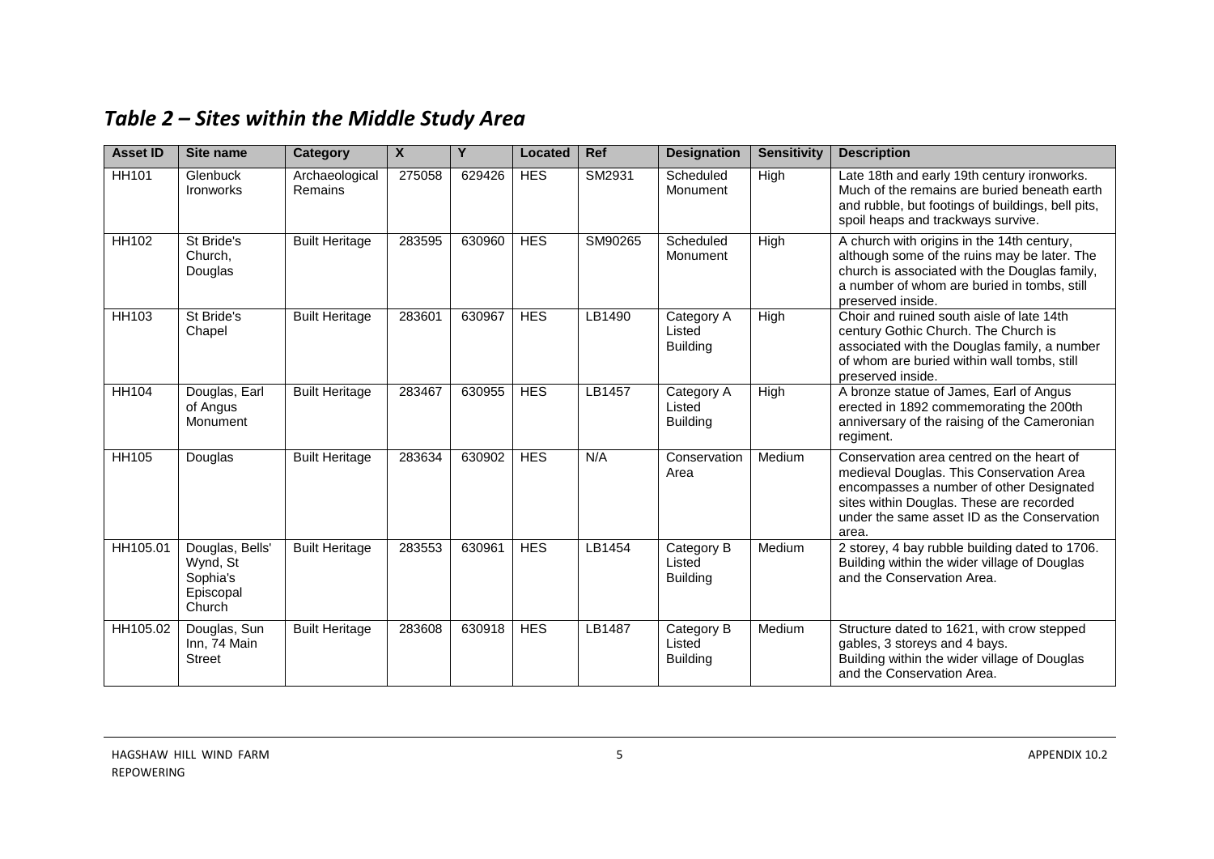## *Table 2 – Sites within the Middle Study Area*

| Asset ID | Site name | Category | X | Y | Located | Ref | Designation | Sensitivity | Description |
|---|---|---|---|---|---|---|---|---|---|
| HH101 | Glenbuck Ironworks | Archaeological Remains | 275058 | 629426 | HES | SM2931 | Scheduled Monument | High | Late 18th and early 19th century ironworks. Much of the remains are buried beneath earth and rubble, but footings of buildings, bell pits, spoil heaps and trackways survive. |
| HH102 | St Bride's Church, Douglas | Built Heritage | 283595 | 630960 | HES | SM90265 | Scheduled Monument | High | A church with origins in the 14th century, although some of the ruins may be later. The church is associated with the Douglas family, a number of whom are buried in tombs, still preserved inside. |
| HH103 | St Bride's Chapel | Built Heritage | 283601 | 630967 | HES | LB1490 | Category A Listed Building | High | Choir and ruined south aisle of late 14th century Gothic Church. The Church is associated with the Douglas family, a number of whom are buried within wall tombs, still preserved inside. |
| HH104 | Douglas, Earl of Angus Monument | Built Heritage | 283467 | 630955 | HES | LB1457 | Category A Listed Building | High | A bronze statue of James, Earl of Angus erected in 1892 commemorating the 200th anniversary of the raising of the Cameronian regiment. |
| HH105 | Douglas | Built Heritage | 283634 | 630902 | HES | N/A | Conservation Area | Medium | Conservation area centred on the heart of medieval Douglas. This Conservation Area encompasses a number of other Designated sites within Douglas. These are recorded under the same asset ID as the Conservation area. |
| HH105.01 | Douglas, Bells' Wynd, St Sophia's Episcopal Church | Built Heritage | 283553 | 630961 | HES | LB1454 | Category B Listed Building | Medium | 2 storey, 4 bay rubble building dated to 1706. Building within the wider village of Douglas and the Conservation Area. |
| HH105.02 | Douglas, Sun Inn, 74 Main Street | Built Heritage | 283608 | 630918 | HES | LB1487 | Category B Listed Building | Medium | Structure dated to 1621, with crow stepped gables, 3 storeys and 4 bays. Building within the wider village of Douglas and the Conservation Area. |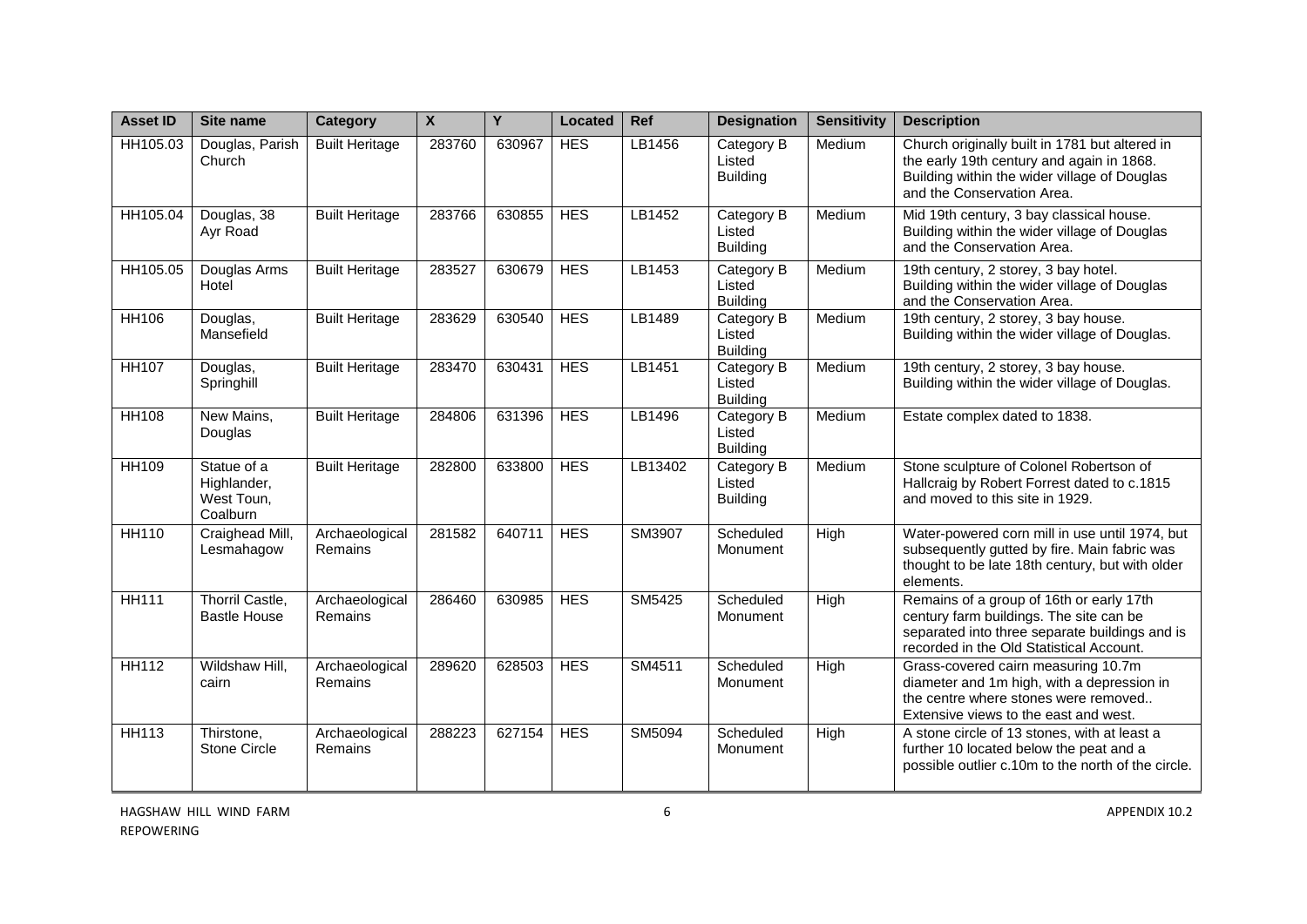| Asset ID | Site name | Category | X | Y | Located | Ref | Designation | Sensitivity | Description |
|---|---|---|---|---|---|---|---|---|---|
| HH105.03 | Douglas, Parish Church | Built Heritage | 283760 | 630967 | HES | LB1456 | Category B Listed Building | Medium | Church originally built in 1781 but altered in the early 19th century and again in 1868. Building within the wider village of Douglas and the Conservation Area. |
| HH105.04 | Douglas, 38 Ayr Road | Built Heritage | 283766 | 630855 | HES | LB1452 | Category B Listed Building | Medium | Mid 19th century, 3 bay classical house. Building within the wider village of Douglas and the Conservation Area. |
| HH105.05 | Douglas Arms Hotel | Built Heritage | 283527 | 630679 | HES | LB1453 | Category B Listed Building | Medium | 19th century, 2 storey, 3 bay hotel. Building within the wider village of Douglas and the Conservation Area. |
| HH106 | Douglas, Mansefield | Built Heritage | 283629 | 630540 | HES | LB1489 | Category B Listed Building | Medium | 19th century, 2 storey, 3 bay house. Building within the wider village of Douglas. |
| HH107 | Douglas, Springhill | Built Heritage | 283470 | 630431 | HES | LB1451 | Category B Listed Building | Medium | 19th century, 2 storey, 3 bay house. Building within the wider village of Douglas. |
| HH108 | New Mains, Douglas | Built Heritage | 284806 | 631396 | HES | LB1496 | Category B Listed Building | Medium | Estate complex dated to 1838. |
| HH109 | Statue of a Highlander, West Toun, Coalburn | Built Heritage | 282800 | 633800 | HES | LB13402 | Category B Listed Building | Medium | Stone sculpture of Colonel Robertson of Hallcraig by Robert Forrest dated to c.1815 and moved to this site in 1929. |
| HH110 | Craighead Mill, Lesmahagow | Archaeological Remains | 281582 | 640711 | HES | SM3907 | Scheduled Monument | High | Water-powered corn mill in use until 1974, but subsequently gutted by fire. Main fabric was thought to be late 18th century, but with older elements. |
| HH111 | Thorril Castle, Bastle House | Archaeological Remains | 286460 | 630985 | HES | SM5425 | Scheduled Monument | High | Remains of a group of 16th or early 17th century farm buildings. The site can be separated into three separate buildings and is recorded in the Old Statistical Account. |
| HH112 | Wildshaw Hill, cairn | Archaeological Remains | 289620 | 628503 | HES | SM4511 | Scheduled Monument | High | Grass-covered cairn measuring 10.7m diameter and 1m high, with a depression in the centre where stones were removed.. Extensive views to the east and west. |
| HH113 | Thirstone, Stone Circle | Archaeological Remains | 288223 | 627154 | HES | SM5094 | Scheduled Monument | High | A stone circle of 13 stones, with at least a further 10 located below the peat and a possible outlier c.10m to the north of the circle. |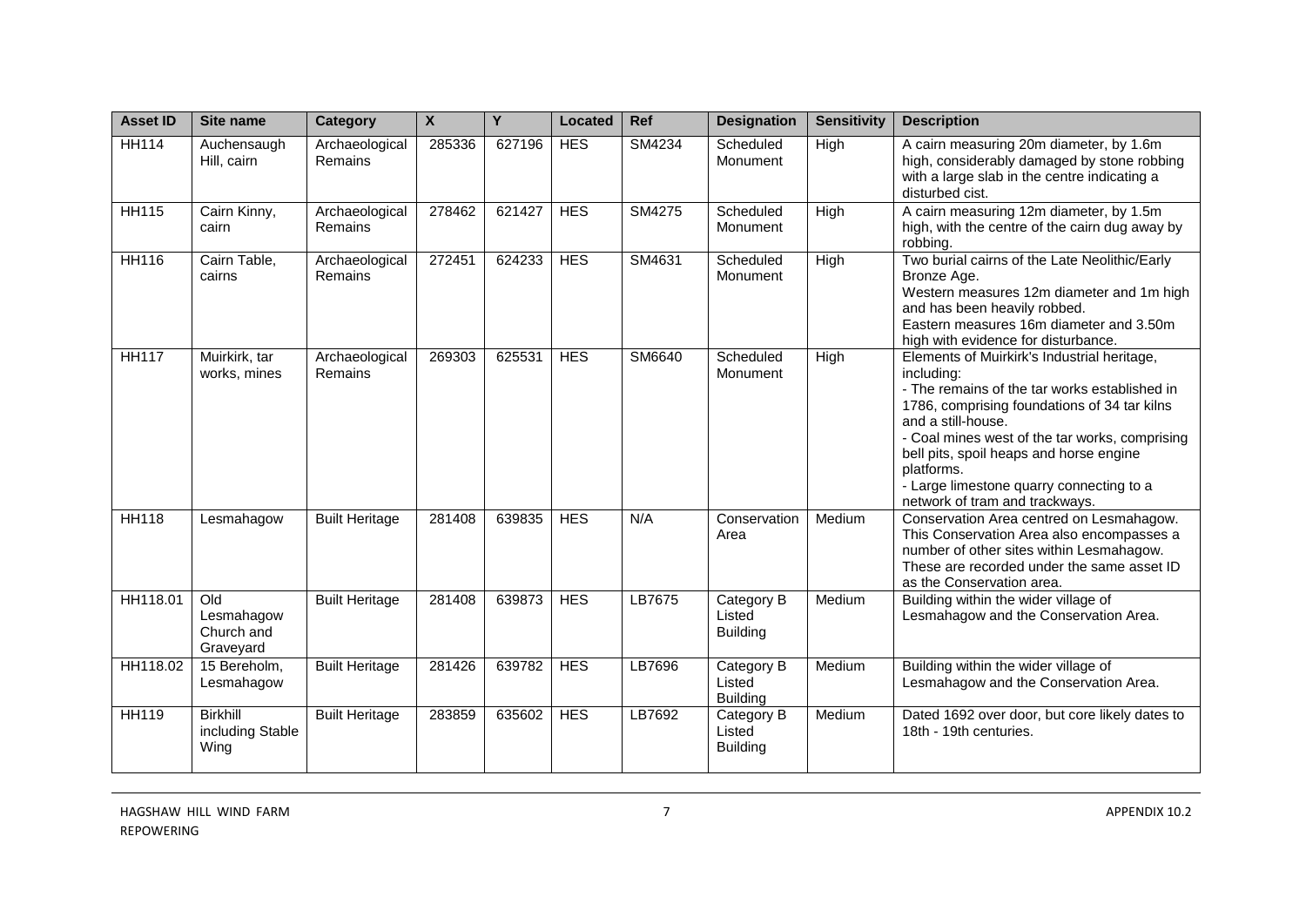| Asset ID | Site name | Category | X | Y | Located | Ref | Designation | Sensitivity | Description |
|---|---|---|---|---|---|---|---|---|---|
| HH114 | Auchensaugh Hill, cairn | Archaeological Remains | 285336 | 627196 | HES | SM4234 | Scheduled Monument | High | A cairn measuring 20m diameter, by 1.6m high, considerably damaged by stone robbing with a large slab in the centre indicating a disturbed cist. |
| HH115 | Cairn Kinny, cairn | Archaeological Remains | 278462 | 621427 | HES | SM4275 | Scheduled Monument | High | A cairn measuring 12m diameter, by 1.5m high, with the centre of the cairn dug away by robbing. |
| HH116 | Cairn Table, cairns | Archaeological Remains | 272451 | 624233 | HES | SM4631 | Scheduled Monument | High | Two burial cairns of the Late Neolithic/Early Bronze Age.<br>Western measures 12m diameter and 1m high and has been heavily robbed.<br>Eastern measures 16m diameter and 3.50m high with evidence for disturbance. |
| HH117 | Muirkirk, tar works, mines | Archaeological Remains | 269303 | 625531 | HES | SM6640 | Scheduled Monument | High | Elements of Muirkirk's Industrial heritage, including:<br>- The remains of the tar works established in 1786, comprising foundations of 34 tar kilns and a still-house.<br>- Coal mines west of the tar works, comprising bell pits, spoil heaps and horse engine platforms.<br>- Large limestone quarry connecting to a network of tram and trackways. |
| HH118 | Lesmahagow | Built Heritage | 281408 | 639835 | HES | N/A | Conservation Area | Medium | Conservation Area centred on Lesmahagow. This Conservation Area also encompasses a number of other sites within Lesmahagow. These are recorded under the same asset ID as the Conservation area. |
| HH118.01 | Old Lesmahagow Church and Graveyard | Built Heritage | 281408 | 639873 | HES | LB7675 | Category B Listed Building | Medium | Building within the wider village of Lesmahagow and the Conservation Area. |
| HH118.02 | 15 Bereholm, Lesmahagow | Built Heritage | 281426 | 639782 | HES | LB7696 | Category B Listed Building | Medium | Building within the wider village of Lesmahagow and the Conservation Area. |
| HH119 | Birkhill including Stable Wing | Built Heritage | 283859 | 635602 | HES | LB7692 | Category B Listed Building | Medium | Dated 1692 over door, but core likely dates to 18th - 19th centuries. |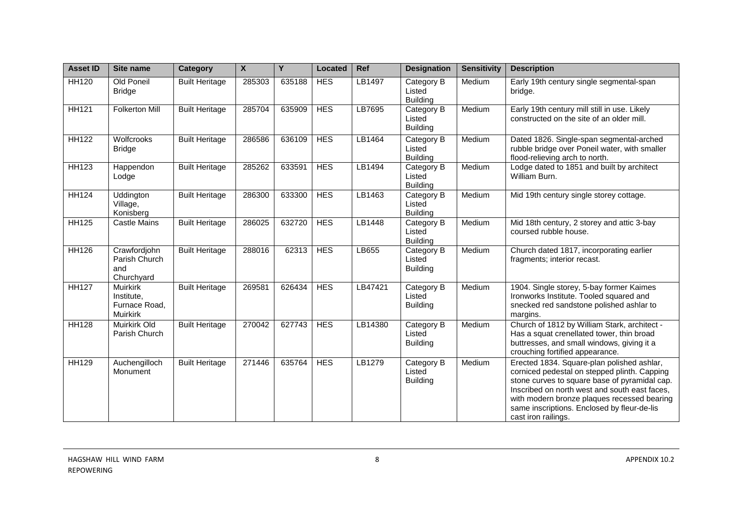| Asset ID | Site name | Category | X | Y | Located | Ref | Designation | Sensitivity | Description |
|---|---|---|---|---|---|---|---|---|---|
| HH120 | Old Poneil Bridge | Built Heritage | 285303 | 635188 | HES | LB1497 | Category B Listed Building | Medium | Early 19th century single segmental-span bridge. |
| HH121 | Folkerton Mill | Built Heritage | 285704 | 635909 | HES | LB7695 | Category B Listed Building | Medium | Early 19th century mill still in use. Likely constructed on the site of an older mill. |
| HH122 | Wolfcrooks Bridge | Built Heritage | 286586 | 636109 | HES | LB1464 | Category B Listed Building | Medium | Dated 1826. Single-span segmental-arched rubble bridge over Poneil water, with smaller flood-relieving arch to north. |
| HH123 | Happendon Lodge | Built Heritage | 285262 | 633591 | HES | LB1494 | Category B Listed Building | Medium | Lodge dated to 1851 and built by architect William Burn. |
| HH124 | Uddington Village, Konisberg | Built Heritage | 286300 | 633300 | HES | LB1463 | Category B Listed Building | Medium | Mid 19th century single storey cottage. |
| HH125 | Castle Mains | Built Heritage | 286025 | 632720 | HES | LB1448 | Category B Listed Building | Medium | Mid 18th century, 2 storey and attic 3-bay coursed rubble house. |
| HH126 | Crawfordjohn Parish Church and Churchyard | Built Heritage | 288016 | 62313 | HES | LB655 | Category B Listed Building | Medium | Church dated 1817, incorporating earlier fragments; interior recast. |
| HH127 | Muirkirk Institute, Furnace Road, Muirkirk | Built Heritage | 269581 | 626434 | HES | LB47421 | Category B Listed Building | Medium | 1904. Single storey, 5-bay former Kaimes Ironworks Institute. Tooled squared and snecked red sandstone polished ashlar to margins. |
| HH128 | Muirkirk Old Parish Church | Built Heritage | 270042 | 627743 | HES | LB14380 | Category B Listed Building | Medium | Church of 1812 by William Stark, architect - Has a squat crenellated tower, thin broad buttresses, and small windows, giving it a crouching fortified appearance. |
| HH129 | Auchengilloch Monument | Built Heritage | 271446 | 635764 | HES | LB1279 | Category B Listed Building | Medium | Erected 1834. Square-plan polished ashlar, corniced pedestal on stepped plinth. Capping stone curves to square base of pyramidal cap. Inscribed on north west and south east faces, with modern bronze plaques recessed bearing same inscriptions. Enclosed by fleur-de-lis cast iron railings. |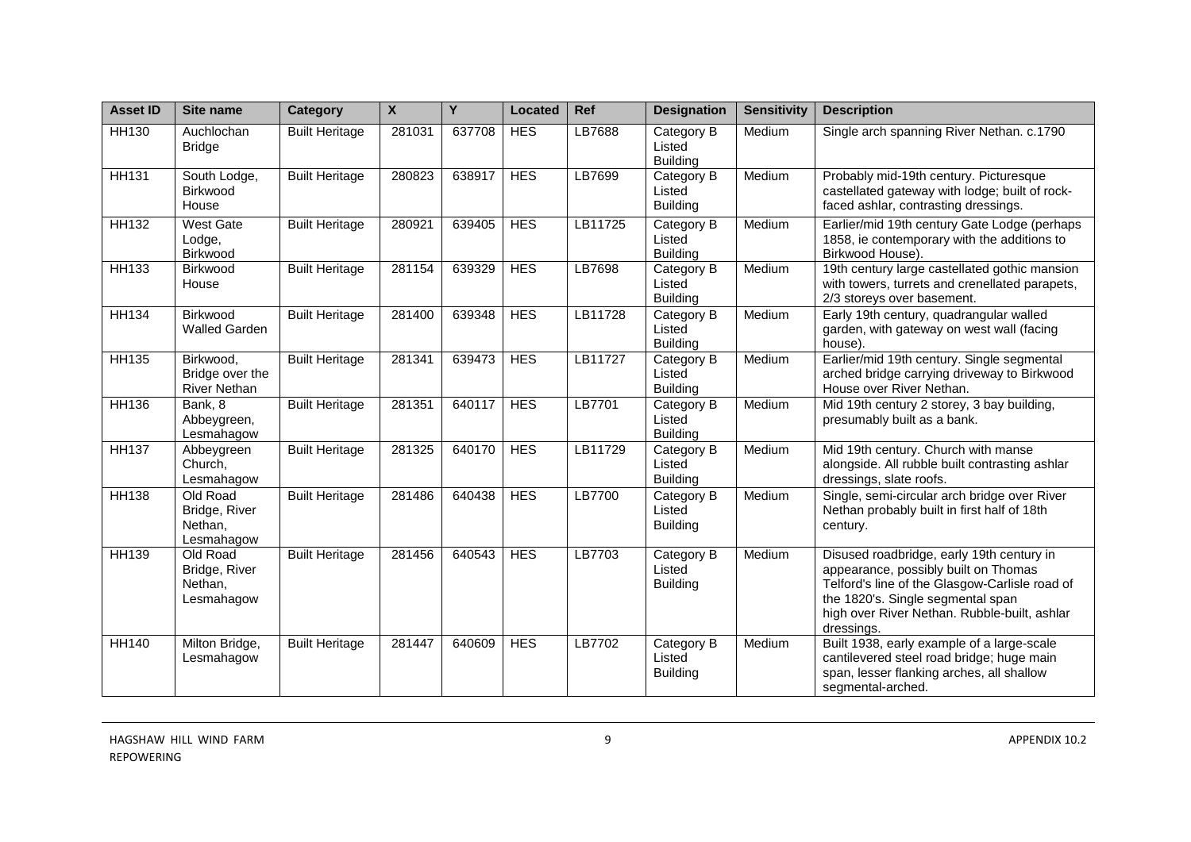| Asset ID | Site name | Category | X | Y | Located | Ref | Designation | Sensitivity | Description |
|---|---|---|---|---|---|---|---|---|---|
| HH130 | Auchlochan Bridge | Built Heritage | 281031 | 637708 | HES | LB7688 | Category B Listed Building | Medium | Single arch spanning River Nethan. c.1790 |
| HH131 | South Lodge, Birkwood House | Built Heritage | 280823 | 638917 | HES | LB7699 | Category B Listed Building | Medium | Probably mid-19th century. Picturesque castellated gateway with lodge; built of rock-faced ashlar, contrasting dressings. |
| HH132 | West Gate Lodge, Birkwood | Built Heritage | 280921 | 639405 | HES | LB11725 | Category B Listed Building | Medium | Earlier/mid 19th century Gate Lodge (perhaps 1858, ie contemporary with the additions to Birkwood House). |
| HH133 | Birkwood House | Built Heritage | 281154 | 639329 | HES | LB7698 | Category B Listed Building | Medium | 19th century large castellated gothic mansion with towers, turrets and crenellated parapets, 2/3 storeys over basement. |
| HH134 | Birkwood Walled Garden | Built Heritage | 281400 | 639348 | HES | LB11728 | Category B Listed Building | Medium | Early 19th century, quadrangular walled garden, with gateway on west wall (facing house). |
| HH135 | Birkwood, Bridge over the River Nethan | Built Heritage | 281341 | 639473 | HES | LB11727 | Category B Listed Building | Medium | Earlier/mid 19th century. Single segmental arched bridge carrying driveway to Birkwood House over River Nethan. |
| HH136 | Bank, 8 Abbeygreen, Lesmahagow | Built Heritage | 281351 | 640117 | HES | LB7701 | Category B Listed Building | Medium | Mid 19th century 2 storey, 3 bay building, presumably built as a bank. |
| HH137 | Abbeygreen Church, Lesmahagow | Built Heritage | 281325 | 640170 | HES | LB11729 | Category B Listed Building | Medium | Mid 19th century. Church with manse alongside. All rubble built contrasting ashlar dressings, slate roofs. |
| HH138 | Old Road Bridge, River Nethan, Lesmahagow | Built Heritage | 281486 | 640438 | HES | LB7700 | Category B Listed Building | Medium | Single, semi-circular arch bridge over River Nethan probably built in first half of 18th century. |
| HH139 | Old Road Bridge, River Nethan, Lesmahagow | Built Heritage | 281456 | 640543 | HES | LB7703 | Category B Listed Building | Medium | Disused roadbridge, early 19th century in appearance, possibly built on Thomas Telford's line of the Glasgow-Carlisle road of the 1820's. Single segmental span high over River Nethan. Rubble-built, ashlar dressings. |
| HH140 | Milton Bridge, Lesmahagow | Built Heritage | 281447 | 640609 | HES | LB7702 | Category B Listed Building | Medium | Built 1938, early example of a large-scale cantilevered steel road bridge; huge main span, lesser flanking arches, all shallow segmental-arched. |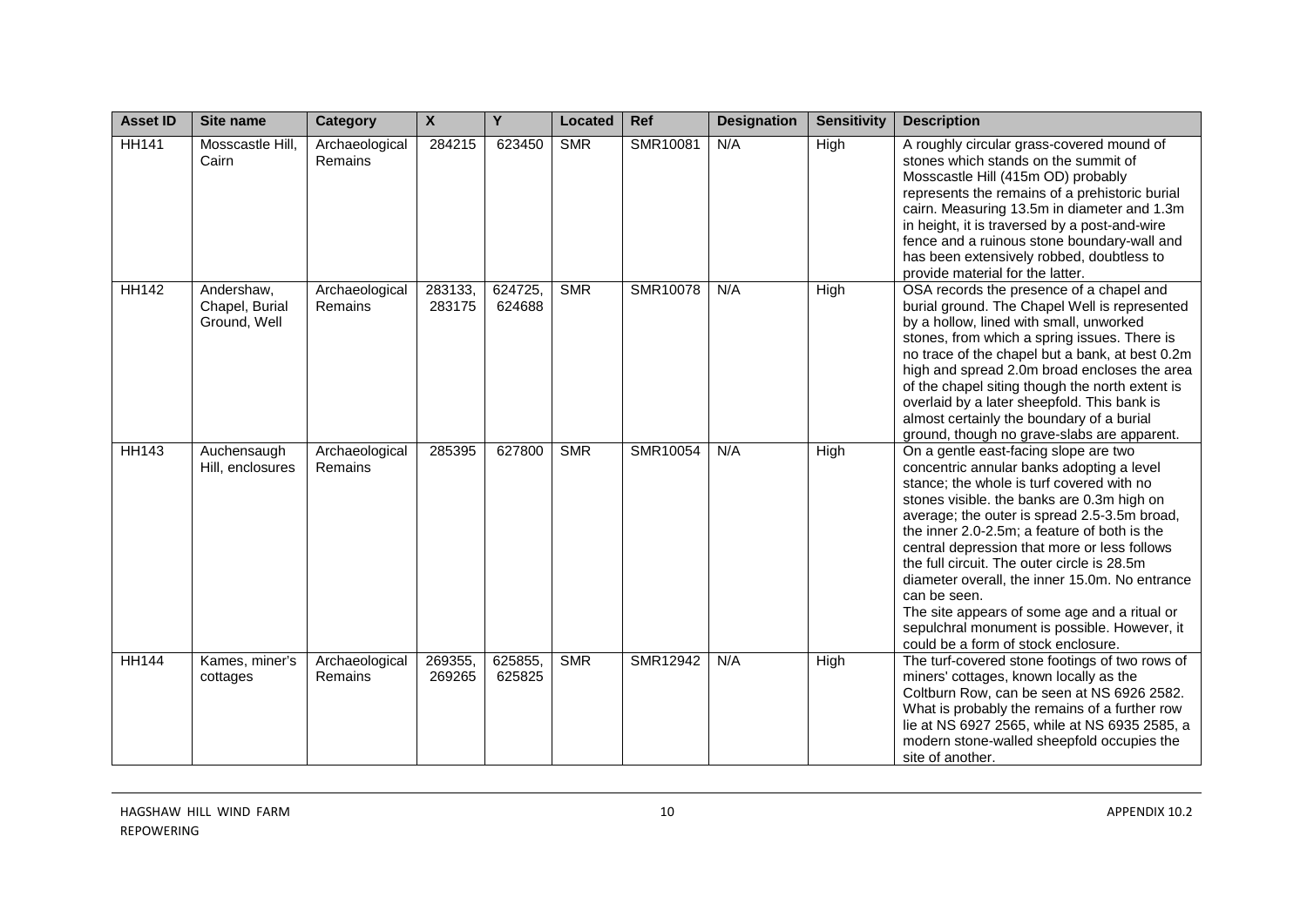| Asset ID | Site name | Category | X | Y | Located | Ref | Designation | Sensitivity | Description |
|---|---|---|---|---|---|---|---|---|---|
| HH141 | Mosscastle Hill, Cairn | Archaeological Remains | 284215 | 623450 | SMR | SMR10081 | N/A | High | A roughly circular grass-covered mound of stones which stands on the summit of Mosscastle Hill (415m OD) probably represents the remains of a prehistoric burial cairn. Measuring 13.5m in diameter and 1.3m in height, it is traversed by a post-and-wire fence and a ruinous stone boundary-wall and has been extensively robbed, doubtless to provide material for the latter. |
| HH142 | Andershaw, Chapel, Burial Ground, Well | Archaeological Remains | 283133, 283175 | 624725, 624688 | SMR | SMR10078 | N/A | High | OSA records the presence of a chapel and burial ground. The Chapel Well is represented by a hollow, lined with small, unworked stones, from which a spring issues. There is no trace of the chapel but a bank, at best 0.2m high and spread 2.0m broad encloses the area of the chapel siting though the north extent is overlaid by a later sheepfold. This bank is almost certainly the boundary of a burial ground, though no grave-slabs are apparent. |
| HH143 | Auchensaugh Hill, enclosures | Archaeological Remains | 285395 | 627800 | SMR | SMR10054 | N/A | High | On a gentle east-facing slope are two concentric annular banks adopting a level stance; the whole is turf covered with no stones visible. the banks are 0.3m high on average; the outer is spread 2.5-3.5m broad, the inner 2.0-2.5m; a feature of both is the central depression that more or less follows the full circuit. The outer circle is 28.5m diameter overall, the inner 15.0m. No entrance can be seen. The site appears of some age and a ritual or sepulchral monument is possible. However, it could be a form of stock enclosure. |
| HH144 | Kames, miner's cottages | Archaeological Remains | 269355, 269265 | 625855, 625825 | SMR | SMR12942 | N/A | High | The turf-covered stone footings of two rows of miners' cottages, known locally as the Coltburn Row, can be seen at NS 6926 2582. What is probably the remains of a further row lie at NS 6927 2565, while at NS 6935 2585, a modern stone-walled sheepfold occupies the site of another. |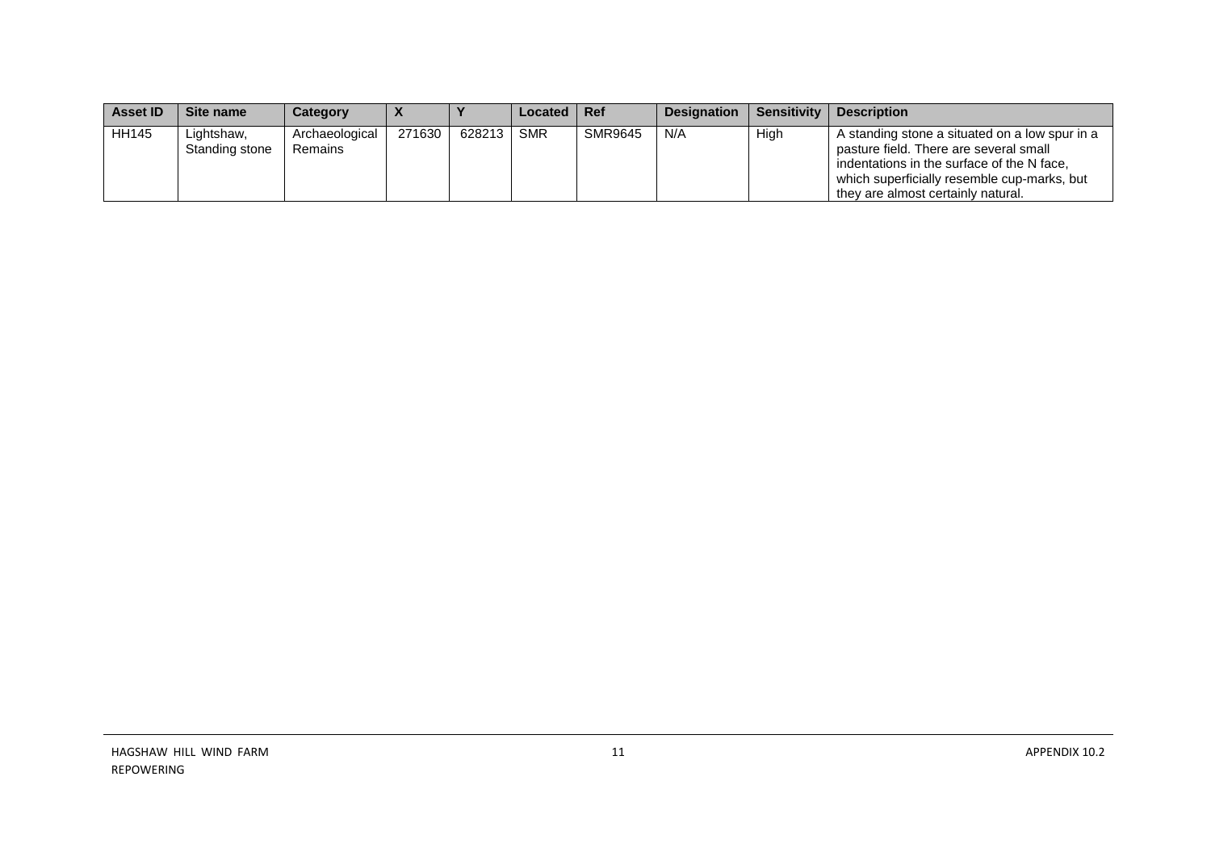| Asset ID | Site name | Category | X | Y | Located | Ref | Designation | Sensitivity | Description |
|---|---|---|---|---|---|---|---|---|---|
| HH145 | Lightshaw, Standing stone | Archaeological Remains | 271630 | 628213 | SMR | SMR9645 | N/A | High | A standing stone a situated on a low spur in a pasture field. There are several small indentations in the surface of the N face, which superficially resemble cup-marks, but they are almost certainly natural. |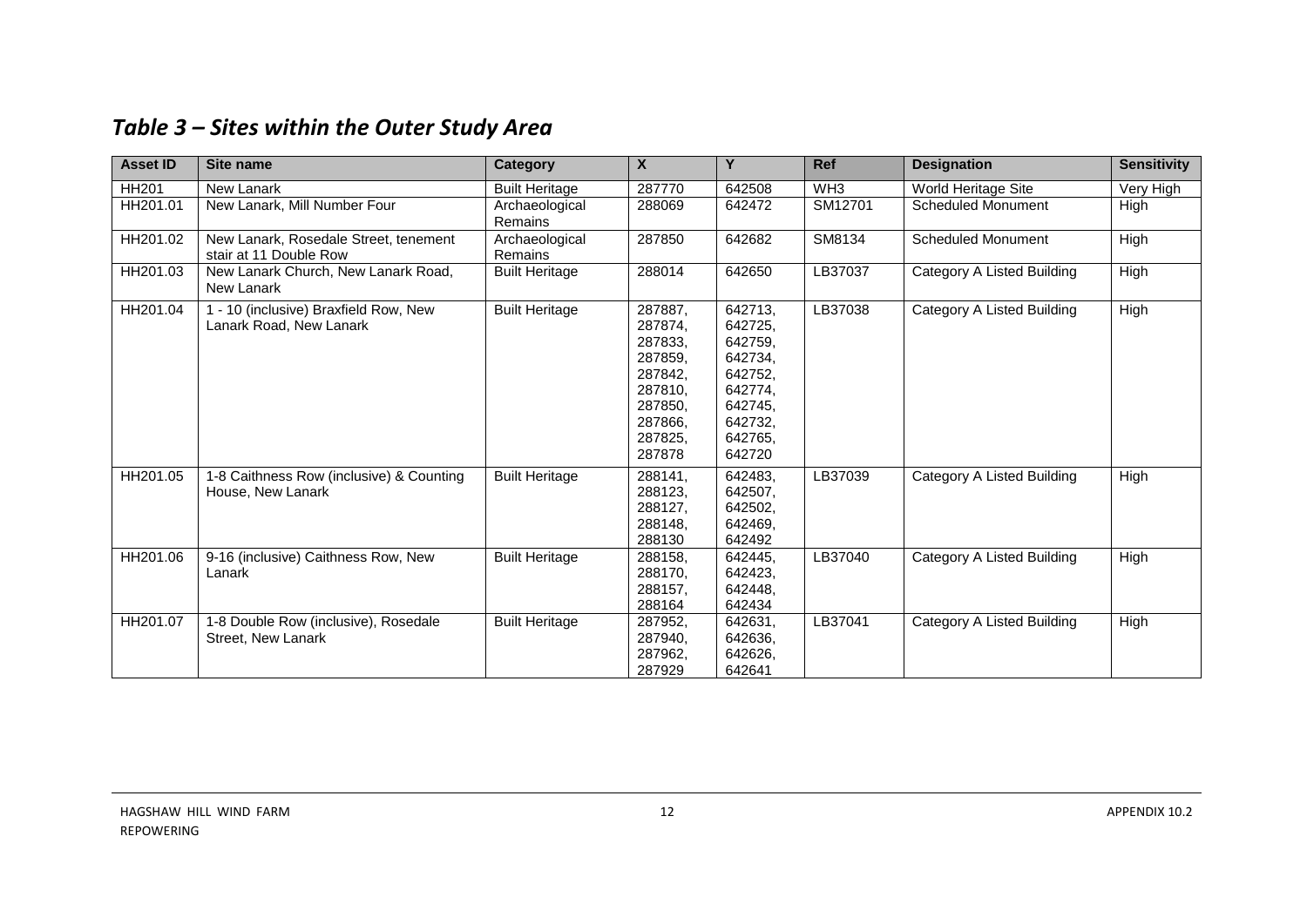## *Table 3 – Sites within the Outer Study Area*

| Asset ID | Site name | Category | X | Y | Ref | Designation | Sensitivity |
|---|---|---|---|---|---|---|---|
| HH201 | New Lanark | Built Heritage | 287770 | 642508 | WH3 | World Heritage Site | Very High |
| HH201.01 | New Lanark, Mill Number Four | Archaeological Remains | 288069 | 642472 | SM12701 | Scheduled Monument | High |
| HH201.02 | New Lanark, Rosedale Street, tenement stair at 11 Double Row | Archaeological Remains | 287850 | 642682 | SM8134 | Scheduled Monument | High |
| HH201.03 | New Lanark Church, New Lanark Road, New Lanark | Built Heritage | 288014 | 642650 | LB37037 | Category A Listed Building | High |
| HH201.04 | 1 - 10 (inclusive) Braxfield Row, New Lanark Road, New Lanark | Built Heritage | 287887, 287874, 287833, 287859, 287842, 287810, 287850, 287866, 287825, 287878 | 642713, 642725, 642759, 642734, 642752, 642774, 642745, 642732, 642765, 642720 | LB37038 | Category A Listed Building | High |
| HH201.05 | 1-8 Caithness Row (inclusive) & Counting House, New Lanark | Built Heritage | 288141, 288123, 288127, 288148, 288130 | 642483, 642507, 642502, 642469, 642492 | LB37039 | Category A Listed Building | High |
| HH201.06 | 9-16 (inclusive) Caithness Row, New Lanark | Built Heritage | 288158, 288170, 288157, 288164 | 642445, 642423, 642448, 642434 | LB37040 | Category A Listed Building | High |
| HH201.07 | 1-8 Double Row (inclusive), Rosedale Street, New Lanark | Built Heritage | 287952, 287940, 287962, 287929 | 642631, 642636, 642626, 642641 | LB37041 | Category A Listed Building | High |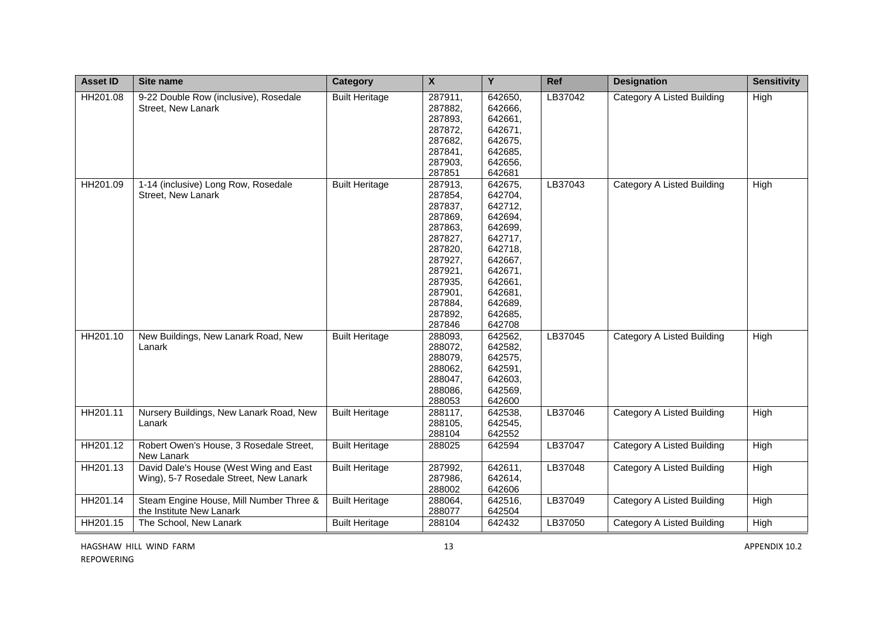| Asset ID | Site name | Category | X | Y | Ref | Designation | Sensitivity |
|---|---|---|---|---|---|---|---|
| HH201.08 | 9-22 Double Row (inclusive), Rosedale Street, New Lanark | Built Heritage | 287911, 287882, 287893, 287872, 287682, 287841, 287903, 287851 | 642650, 642666, 642661, 642671, 642675, 642685, 642656, 642681 | LB37042 | Category A Listed Building | High |
| HH201.09 | 1-14 (inclusive) Long Row, Rosedale Street, New Lanark | Built Heritage | 287913, 287854, 287837, 287869, 287863, 287827, 287820, 287927, 287921, 287935, 287901, 287884, 287892, 287846 | 642675, 642704, 642712, 642694, 642699, 642717, 642718, 642667, 642671, 642661, 642681, 642689, 642685, 642708 | LB37043 | Category A Listed Building | High |
| HH201.10 | New Buildings, New Lanark Road, New Lanark | Built Heritage | 288093, 288072, 288079, 288062, 288047, 288086, 288053 | 642562, 642582, 642575, 642591, 642603, 642569, 642600 | LB37045 | Category A Listed Building | High |
| HH201.11 | Nursery Buildings, New Lanark Road, New Lanark | Built Heritage | 288117, 288105, 288104 | 642538, 642545, 642552 | LB37046 | Category A Listed Building | High |
| HH201.12 | Robert Owen's House, 3 Rosedale Street, New Lanark | Built Heritage | 288025 | 642594 | LB37047 | Category A Listed Building | High |
| HH201.13 | David Dale's House (West Wing and East Wing), 5-7 Rosedale Street, New Lanark | Built Heritage | 287992, 287986, 288002 | 642611, 642614, 642606 | LB37048 | Category A Listed Building | High |
| HH201.14 | Steam Engine House, Mill Number Three & the Institute New Lanark | Built Heritage | 288064, 288077 | 642516, 642504 | LB37049 | Category A Listed Building | High |
| HH201.15 | The School, New Lanark | Built Heritage | 288104 | 642432 | LB37050 | Category A Listed Building | High |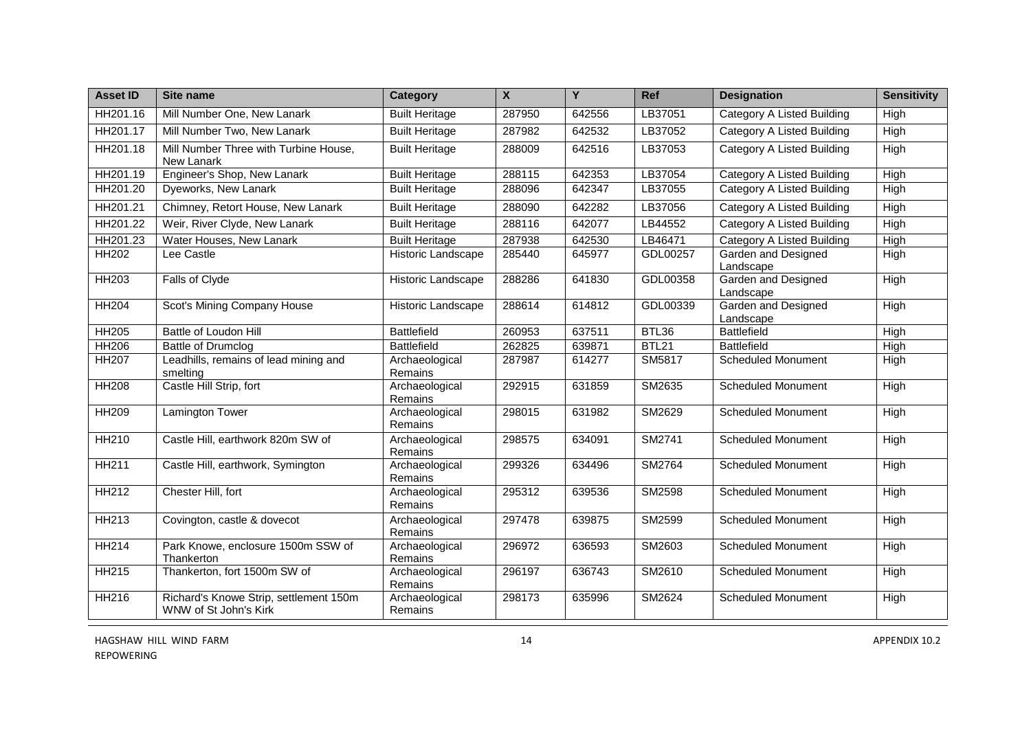| Asset ID | Site name | Category | X | Y | Ref | Designation | Sensitivity |
|---|---|---|---|---|---|---|---|
| HH201.16 | Mill Number One, New Lanark | Built Heritage | 287950 | 642556 | LB37051 | Category A Listed Building | High |
| HH201.17 | Mill Number Two, New Lanark | Built Heritage | 287982 | 642532 | LB37052 | Category A Listed Building | High |
| HH201.18 | Mill Number Three with Turbine House, New Lanark | Built Heritage | 288009 | 642516 | LB37053 | Category A Listed Building | High |
| HH201.19 | Engineer's Shop, New Lanark | Built Heritage | 288115 | 642353 | LB37054 | Category A Listed Building | High |
| HH201.20 | Dyeworks, New Lanark | Built Heritage | 288096 | 642347 | LB37055 | Category A Listed Building | High |
| HH201.21 | Chimney, Retort House, New Lanark | Built Heritage | 288090 | 642282 | LB37056 | Category A Listed Building | High |
| HH201.22 | Weir, River Clyde, New Lanark | Built Heritage | 288116 | 642077 | LB44552 | Category A Listed Building | High |
| HH201.23 | Water Houses, New Lanark | Built Heritage | 287938 | 642530 | LB46471 | Category A Listed Building | High |
| HH202 | Lee Castle | Historic Landscape | 285440 | 645977 | GDL00257 | Garden and Designed Landscape | High |
| HH203 | Falls of Clyde | Historic Landscape | 288286 | 641830 | GDL00358 | Garden and Designed Landscape | High |
| HH204 | Scot's Mining Company House | Historic Landscape | 288614 | 614812 | GDL00339 | Garden and Designed Landscape | High |
| HH205 | Battle of Loudon Hill | Battlefield | 260953 | 637511 | BTL36 | Battlefield | High |
| HH206 | Battle of Drumclog | Battlefield | 262825 | 639871 | BTL21 | Battlefield | High |
| HH207 | Leadhills, remains of lead mining and smelting | Archaeological Remains | 287987 | 614277 | SM5817 | Scheduled Monument | High |
| HH208 | Castle Hill Strip, fort | Archaeological Remains | 292915 | 631859 | SM2635 | Scheduled Monument | High |
| HH209 | Lamington Tower | Archaeological Remains | 298015 | 631982 | SM2629 | Scheduled Monument | High |
| HH210 | Castle Hill, earthwork 820m SW of | Archaeological Remains | 298575 | 634091 | SM2741 | Scheduled Monument | High |
| HH211 | Castle Hill, earthwork, Symington | Archaeological Remains | 299326 | 634496 | SM2764 | Scheduled Monument | High |
| HH212 | Chester Hill, fort | Archaeological Remains | 295312 | 639536 | SM2598 | Scheduled Monument | High |
| HH213 | Covington, castle & dovecot | Archaeological Remains | 297478 | 639875 | SM2599 | Scheduled Monument | High |
| HH214 | Park Knowe, enclosure 1500m SSW of Thankerton | Archaeological Remains | 296972 | 636593 | SM2603 | Scheduled Monument | High |
| HH215 | Thankerton, fort 1500m SW of | Archaeological Remains | 296197 | 636743 | SM2610 | Scheduled Monument | High |
| HH216 | Richard's Knowe Strip, settlement 150m WNW of St John's Kirk | Archaeological Remains | 298173 | 635996 | SM2624 | Scheduled Monument | High |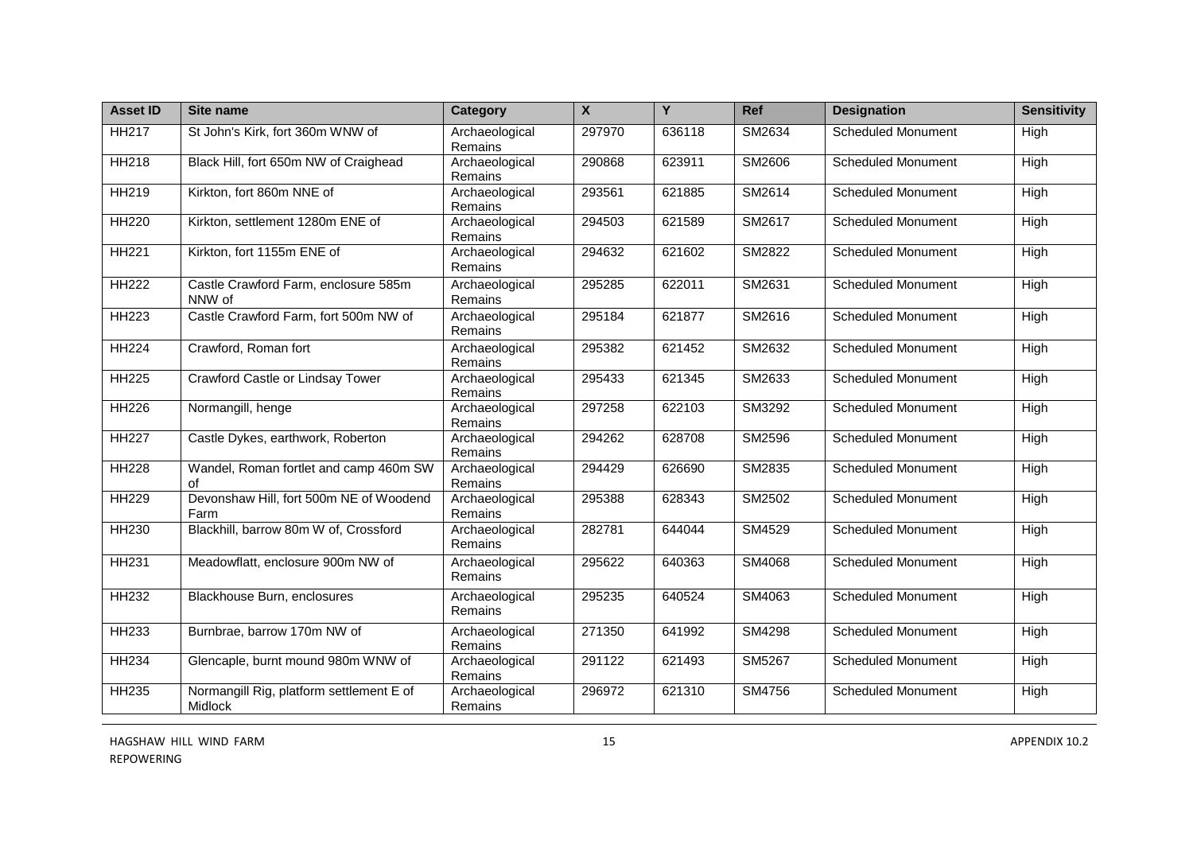| Asset ID | Site name | Category | X | Y | Ref | Designation | Sensitivity |
| --- | --- | --- | --- | --- | --- | --- | --- |
| HH217 | St John's Kirk, fort 360m WNW of | Archaeological Remains | 297970 | 636118 | SM2634 | Scheduled Monument | High |
| HH218 | Black Hill, fort 650m NW of Craighead | Archaeological Remains | 290868 | 623911 | SM2606 | Scheduled Monument | High |
| HH219 | Kirkton, fort 860m NNE of | Archaeological Remains | 293561 | 621885 | SM2614 | Scheduled Monument | High |
| HH220 | Kirkton, settlement 1280m ENE of | Archaeological Remains | 294503 | 621589 | SM2617 | Scheduled Monument | High |
| HH221 | Kirkton, fort 1155m ENE of | Archaeological Remains | 294632 | 621602 | SM2822 | Scheduled Monument | High |
| HH222 | Castle Crawford Farm, enclosure 585m NNW of | Archaeological Remains | 295285 | 622011 | SM2631 | Scheduled Monument | High |
| HH223 | Castle Crawford Farm, fort 500m NW of | Archaeological Remains | 295184 | 621877 | SM2616 | Scheduled Monument | High |
| HH224 | Crawford, Roman fort | Archaeological Remains | 295382 | 621452 | SM2632 | Scheduled Monument | High |
| HH225 | Crawford Castle or Lindsay Tower | Archaeological Remains | 295433 | 621345 | SM2633 | Scheduled Monument | High |
| HH226 | Normangill, henge | Archaeological Remains | 297258 | 622103 | SM3292 | Scheduled Monument | High |
| HH227 | Castle Dykes, earthwork, Roberton | Archaeological Remains | 294262 | 628708 | SM2596 | Scheduled Monument | High |
| HH228 | Wandel, Roman fortlet and camp 460m SW of | Archaeological Remains | 294429 | 626690 | SM2835 | Scheduled Monument | High |
| HH229 | Devonshaw Hill, fort 500m NE of Woodend Farm | Archaeological Remains | 295388 | 628343 | SM2502 | Scheduled Monument | High |
| HH230 | Blackhill, barrow 80m W of, Crossford | Archaeological Remains | 282781 | 644044 | SM4529 | Scheduled Monument | High |
| HH231 | Meadowflatt, enclosure 900m NW of | Archaeological Remains | 295622 | 640363 | SM4068 | Scheduled Monument | High |
| HH232 | Blackhouse Burn, enclosures | Archaeological Remains | 295235 | 640524 | SM4063 | Scheduled Monument | High |
| HH233 | Burnbrae, barrow 170m NW of | Archaeological Remains | 271350 | 641992 | SM4298 | Scheduled Monument | High |
| HH234 | Glencaple, burnt mound 980m WNW of | Archaeological Remains | 291122 | 621493 | SM5267 | Scheduled Monument | High |
| HH235 | Normangill Rig, platform settlement E of Midlock | Archaeological Remains | 296972 | 621310 | SM4756 | Scheduled Monument | High |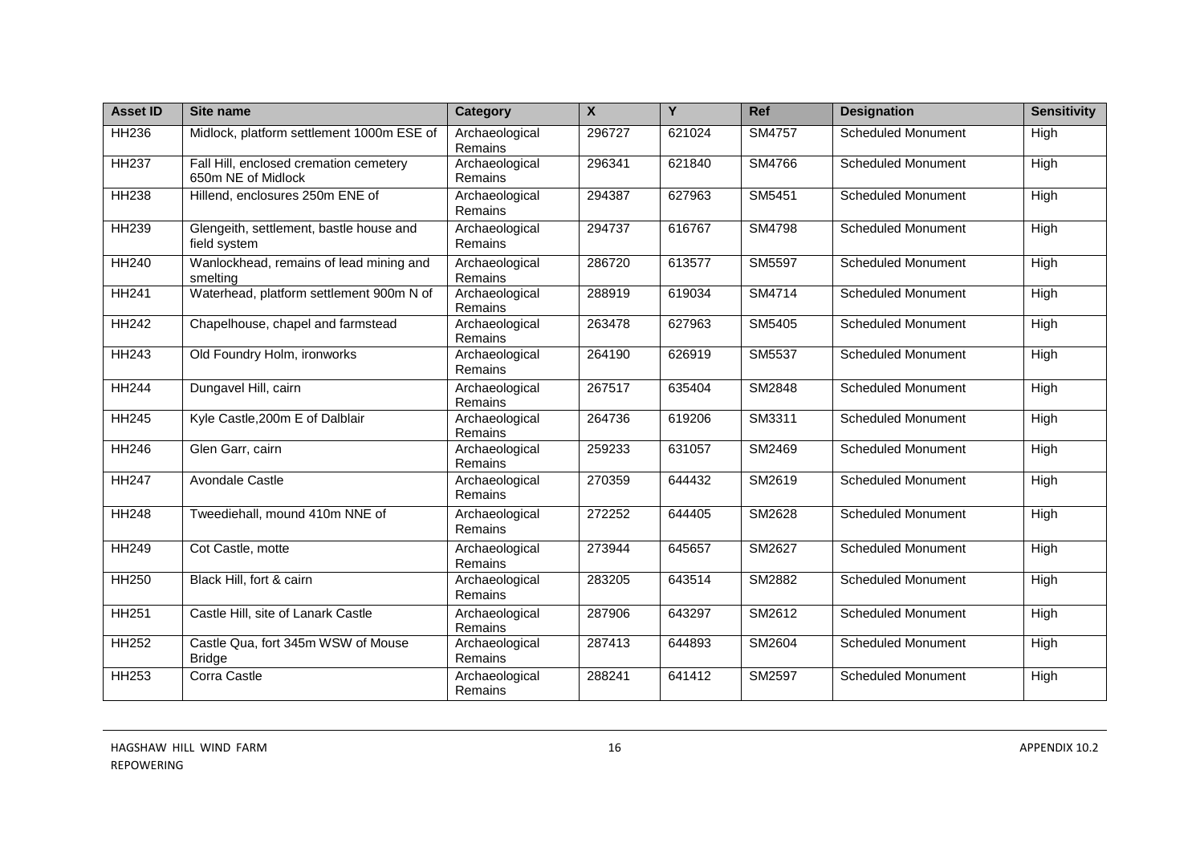| Asset ID | Site name | Category | X | Y | Ref | Designation | Sensitivity |
|---|---|---|---|---|---|---|---|
| HH236 | Midlock, platform settlement 1000m ESE of | Archaeological Remains | 296727 | 621024 | SM4757 | Scheduled Monument | High |
| HH237 | Fall Hill, enclosed cremation cemetery 650m NE of Midlock | Archaeological Remains | 296341 | 621840 | SM4766 | Scheduled Monument | High |
| HH238 | Hillend, enclosures 250m ENE of | Archaeological Remains | 294387 | 627963 | SM5451 | Scheduled Monument | High |
| HH239 | Glengeith, settlement, bastle house and field system | Archaeological Remains | 294737 | 616767 | SM4798 | Scheduled Monument | High |
| HH240 | Wanlockhead, remains of lead mining and smelting | Archaeological Remains | 286720 | 613577 | SM5597 | Scheduled Monument | High |
| HH241 | Waterhead, platform settlement 900m N of | Archaeological Remains | 288919 | 619034 | SM4714 | Scheduled Monument | High |
| HH242 | Chapelhouse, chapel and farmstead | Archaeological Remains | 263478 | 627963 | SM5405 | Scheduled Monument | High |
| HH243 | Old Foundry Holm, ironworks | Archaeological Remains | 264190 | 626919 | SM5537 | Scheduled Monument | High |
| HH244 | Dungavel Hill, cairn | Archaeological Remains | 267517 | 635404 | SM2848 | Scheduled Monument | High |
| HH245 | Kyle Castle,200m E of Dalblair | Archaeological Remains | 264736 | 619206 | SM3311 | Scheduled Monument | High |
| HH246 | Glen Garr, cairn | Archaeological Remains | 259233 | 631057 | SM2469 | Scheduled Monument | High |
| HH247 | Avondale Castle | Archaeological Remains | 270359 | 644432 | SM2619 | Scheduled Monument | High |
| HH248 | Tweediehall, mound 410m NNE of | Archaeological Remains | 272252 | 644405 | SM2628 | Scheduled Monument | High |
| HH249 | Cot Castle, motte | Archaeological Remains | 273944 | 645657 | SM2627 | Scheduled Monument | High |
| HH250 | Black Hill, fort & cairn | Archaeological Remains | 283205 | 643514 | SM2882 | Scheduled Monument | High |
| HH251 | Castle Hill, site of Lanark Castle | Archaeological Remains | 287906 | 643297 | SM2612 | Scheduled Monument | High |
| HH252 | Castle Qua, fort 345m WSW of Mouse Bridge | Archaeological Remains | 287413 | 644893 | SM2604 | Scheduled Monument | High |
| HH253 | Corra Castle | Archaeological Remains | 288241 | 641412 | SM2597 | Scheduled Monument | High |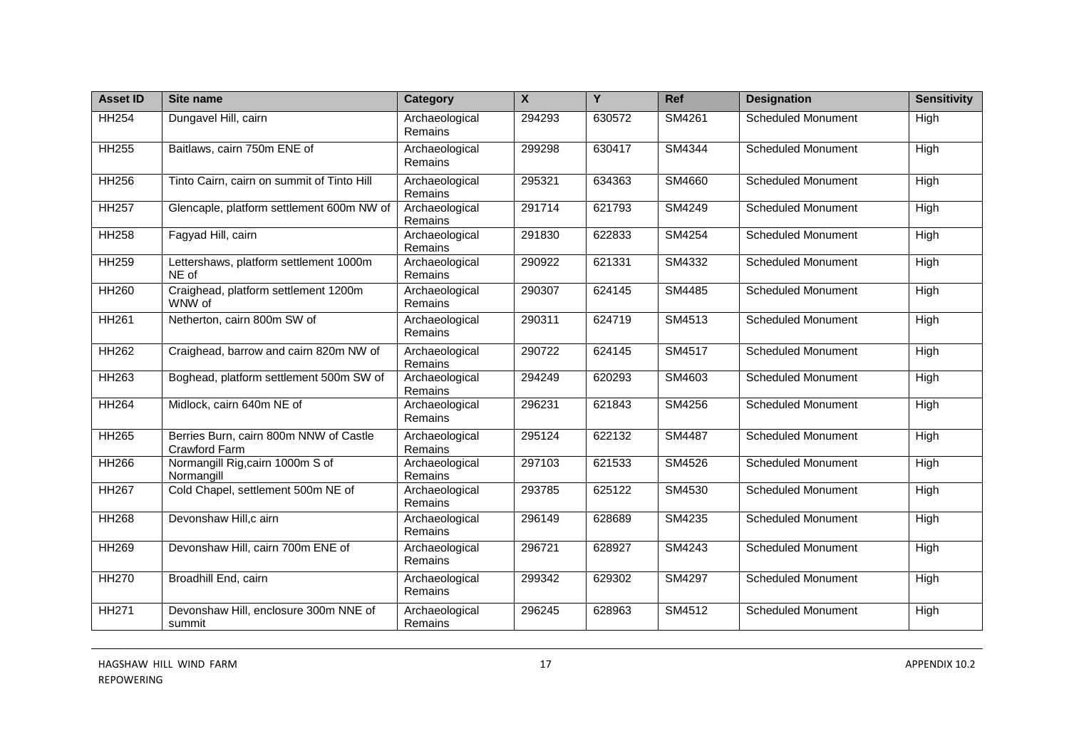| Asset ID | Site name | Category | X | Y | Ref | Designation | Sensitivity |
|---|---|---|---|---|---|---|---|
| HH254 | Dungavel Hill, cairn | Archaeological Remains | 294293 | 630572 | SM4261 | Scheduled Monument | High |
| HH255 | Baitlaws, cairn 750m ENE of | Archaeological Remains | 299298 | 630417 | SM4344 | Scheduled Monument | High |
| HH256 | Tinto Cairn, cairn on summit of Tinto Hill | Archaeological Remains | 295321 | 634363 | SM4660 | Scheduled Monument | High |
| HH257 | Glencaple, platform settlement 600m NW of | Archaeological Remains | 291714 | 621793 | SM4249 | Scheduled Monument | High |
| HH258 | Fagyad Hill, cairn | Archaeological Remains | 291830 | 622833 | SM4254 | Scheduled Monument | High |
| HH259 | Lettershaws, platform settlement 1000m NE of | Archaeological Remains | 290922 | 621331 | SM4332 | Scheduled Monument | High |
| HH260 | Craighead, platform settlement 1200m WNW of | Archaeological Remains | 290307 | 624145 | SM4485 | Scheduled Monument | High |
| HH261 | Netherton, cairn 800m SW of | Archaeological Remains | 290311 | 624719 | SM4513 | Scheduled Monument | High |
| HH262 | Craighead, barrow and cairn 820m NW of | Archaeological Remains | 290722 | 624145 | SM4517 | Scheduled Monument | High |
| HH263 | Boghead, platform settlement 500m SW of | Archaeological Remains | 294249 | 620293 | SM4603 | Scheduled Monument | High |
| HH264 | Midlock, cairn 640m NE of | Archaeological Remains | 296231 | 621843 | SM4256 | Scheduled Monument | High |
| HH265 | Berries Burn, cairn 800m NNW of Castle Crawford Farm | Archaeological Remains | 295124 | 622132 | SM4487 | Scheduled Monument | High |
| HH266 | Normangill Rig,cairn 1000m S of Normangill | Archaeological Remains | 297103 | 621533 | SM4526 | Scheduled Monument | High |
| HH267 | Cold Chapel, settlement 500m NE of | Archaeological Remains | 293785 | 625122 | SM4530 | Scheduled Monument | High |
| HH268 | Devonshaw Hill,c airn | Archaeological Remains | 296149 | 628689 | SM4235 | Scheduled Monument | High |
| HH269 | Devonshaw Hill, cairn 700m ENE of | Archaeological Remains | 296721 | 628927 | SM4243 | Scheduled Monument | High |
| HH270 | Broadhill End, cairn | Archaeological Remains | 299342 | 629302 | SM4297 | Scheduled Monument | High |
| HH271 | Devonshaw Hill, enclosure 300m NNE of summit | Archaeological Remains | 296245 | 628963 | SM4512 | Scheduled Monument | High |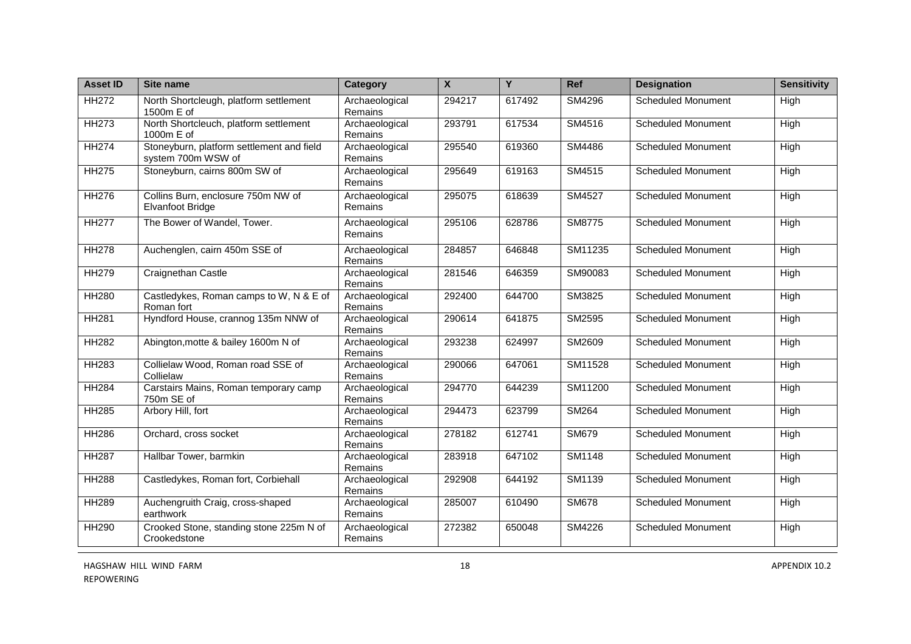| Asset ID | Site name | Category | X | Y | Ref | Designation | Sensitivity |
|---|---|---|---|---|---|---|---|
| HH272 | North Shortcleugh, platform settlement 1500m E of | Archaeological Remains | 294217 | 617492 | SM4296 | Scheduled Monument | High |
| HH273 | North Shortcleuch, platform settlement 1000m E of | Archaeological Remains | 293791 | 617534 | SM4516 | Scheduled Monument | High |
| HH274 | Stoneyburn, platform settlement and field system 700m WSW of | Archaeological Remains | 295540 | 619360 | SM4486 | Scheduled Monument | High |
| HH275 | Stoneyburn, cairns 800m SW of | Archaeological Remains | 295649 | 619163 | SM4515 | Scheduled Monument | High |
| HH276 | Collins Burn, enclosure 750m NW of Elvanfoot Bridge | Archaeological Remains | 295075 | 618639 | SM4527 | Scheduled Monument | High |
| HH277 | The Bower of Wandel, Tower. | Archaeological Remains | 295106 | 628786 | SM8775 | Scheduled Monument | High |
| HH278 | Auchenglen, cairn 450m SSE of | Archaeological Remains | 284857 | 646848 | SM11235 | Scheduled Monument | High |
| HH279 | Craignethan Castle | Archaeological Remains | 281546 | 646359 | SM90083 | Scheduled Monument | High |
| HH280 | Castledykes, Roman camps to W, N & E of Roman fort | Archaeological Remains | 292400 | 644700 | SM3825 | Scheduled Monument | High |
| HH281 | Hyndford House, crannog 135m NNW of | Archaeological Remains | 290614 | 641875 | SM2595 | Scheduled Monument | High |
| HH282 | Abington,motte & bailey 1600m N of | Archaeological Remains | 293238 | 624997 | SM2609 | Scheduled Monument | High |
| HH283 | Collielaw Wood, Roman road SSE of Collielaw | Archaeological Remains | 290066 | 647061 | SM11528 | Scheduled Monument | High |
| HH284 | Carstairs Mains, Roman temporary camp 750m SE of | Archaeological Remains | 294770 | 644239 | SM11200 | Scheduled Monument | High |
| HH285 | Arbory Hill, fort | Archaeological Remains | 294473 | 623799 | SM264 | Scheduled Monument | High |
| HH286 | Orchard, cross socket | Archaeological Remains | 278182 | 612741 | SM679 | Scheduled Monument | High |
| HH287 | Hallbar Tower, barmkin | Archaeological Remains | 283918 | 647102 | SM1148 | Scheduled Monument | High |
| HH288 | Castledykes, Roman fort, Corbiehall | Archaeological Remains | 292908 | 644192 | SM1139 | Scheduled Monument | High |
| HH289 | Auchengruith Craig, cross-shaped earthwork | Archaeological Remains | 285007 | 610490 | SM678 | Scheduled Monument | High |
| HH290 | Crooked Stone, standing stone 225m N of Crookedstone | Archaeological Remains | 272382 | 650048 | SM4226 | Scheduled Monument | High |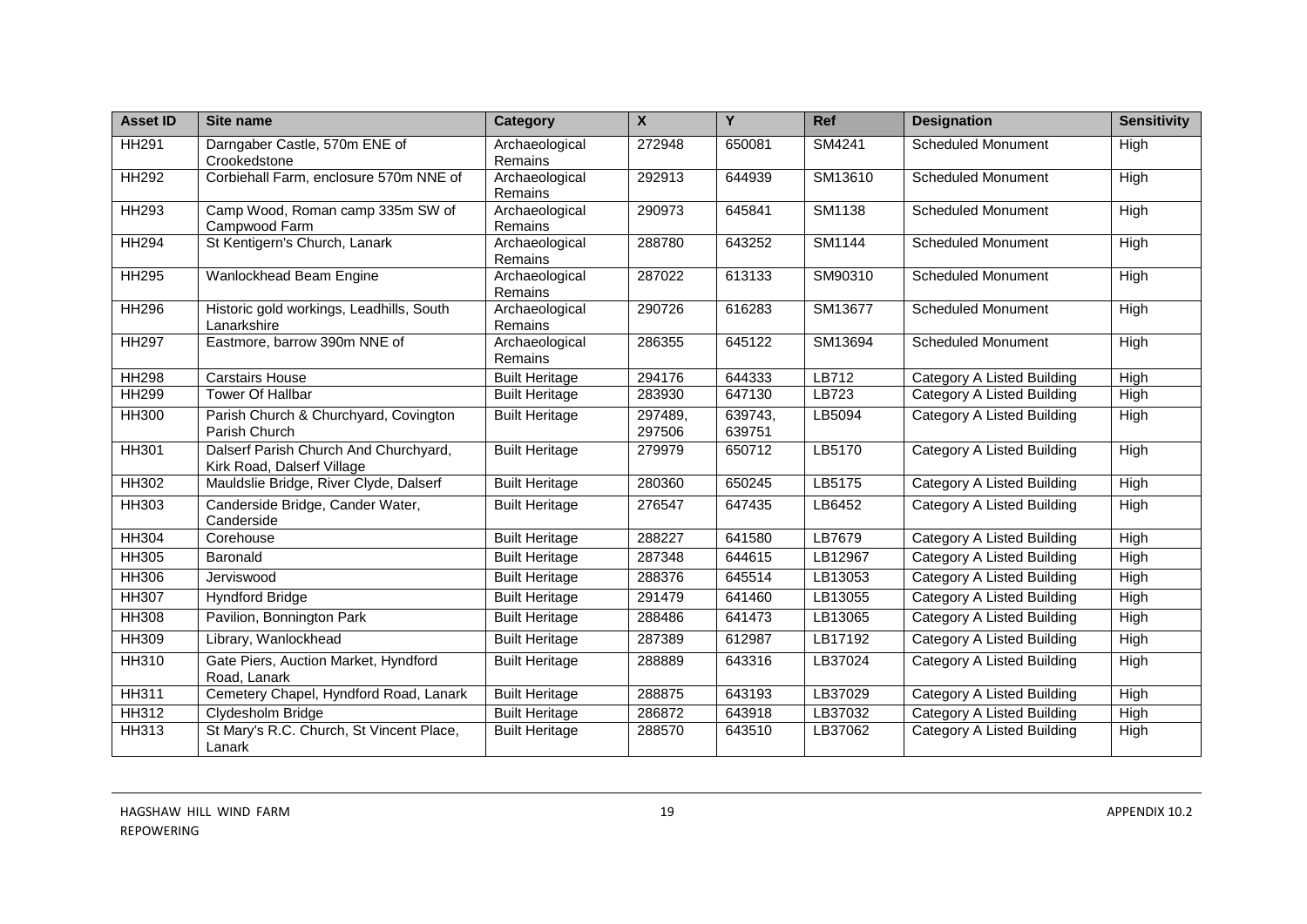| Asset ID | Site name | Category | X | Y | Ref | Designation | Sensitivity |
|---|---|---|---|---|---|---|---|
| HH291 | Darngaber Castle, 570m ENE of Crookedstone | Archaeological Remains | 272948 | 650081 | SM4241 | Scheduled Monument | High |
| HH292 | Corbiehall Farm, enclosure 570m NNE of | Archaeological Remains | 292913 | 644939 | SM13610 | Scheduled Monument | High |
| HH293 | Camp Wood, Roman camp 335m SW of Campwood Farm | Archaeological Remains | 290973 | 645841 | SM1138 | Scheduled Monument | High |
| HH294 | St Kentigern's Church, Lanark | Archaeological Remains | 288780 | 643252 | SM1144 | Scheduled Monument | High |
| HH295 | Wanlockhead Beam Engine | Archaeological Remains | 287022 | 613133 | SM90310 | Scheduled Monument | High |
| HH296 | Historic gold workings, Leadhills, South Lanarkshire | Archaeological Remains | 290726 | 616283 | SM13677 | Scheduled Monument | High |
| HH297 | Eastmore, barrow 390m NNE of | Archaeological Remains | 286355 | 645122 | SM13694 | Scheduled Monument | High |
| HH298 | Carstairs House | Built Heritage | 294176 | 644333 | LB712 | Category A Listed Building | High |
| HH299 | Tower Of Hallbar | Built Heritage | 283930 | 647130 | LB723 | Category A Listed Building | High |
| HH300 | Parish Church & Churchyard, Covington Parish Church | Built Heritage | 297489, 297506 | 639743, 639751 | LB5094 | Category A Listed Building | High |
| HH301 | Dalserf Parish Church And Churchyard, Kirk Road, Dalserf Village | Built Heritage | 279979 | 650712 | LB5170 | Category A Listed Building | High |
| HH302 | Mauldslie Bridge, River Clyde, Dalserf | Built Heritage | 280360 | 650245 | LB5175 | Category A Listed Building | High |
| HH303 | Canderside Bridge, Cander Water, Canderside | Built Heritage | 276547 | 647435 | LB6452 | Category A Listed Building | High |
| HH304 | Corehouse | Built Heritage | 288227 | 641580 | LB7679 | Category A Listed Building | High |
| HH305 | Baronald | Built Heritage | 287348 | 644615 | LB12967 | Category A Listed Building | High |
| HH306 | Jerviswood | Built Heritage | 288376 | 645514 | LB13053 | Category A Listed Building | High |
| HH307 | Hyndford Bridge | Built Heritage | 291479 | 641460 | LB13055 | Category A Listed Building | High |
| HH308 | Pavilion, Bonnington Park | Built Heritage | 288486 | 641473 | LB13065 | Category A Listed Building | High |
| HH309 | Library, Wanlockhead | Built Heritage | 287389 | 612987 | LB17192 | Category A Listed Building | High |
| HH310 | Gate Piers, Auction Market, Hyndford Road, Lanark | Built Heritage | 288889 | 643316 | LB37024 | Category A Listed Building | High |
| HH311 | Cemetery Chapel, Hyndford Road, Lanark | Built Heritage | 288875 | 643193 | LB37029 | Category A Listed Building | High |
| HH312 | Clydesholm Bridge | Built Heritage | 286872 | 643918 | LB37032 | Category A Listed Building | High |
| HH313 | St Mary's R.C. Church, St Vincent Place, Lanark | Built Heritage | 288570 | 643510 | LB37062 | Category A Listed Building | High |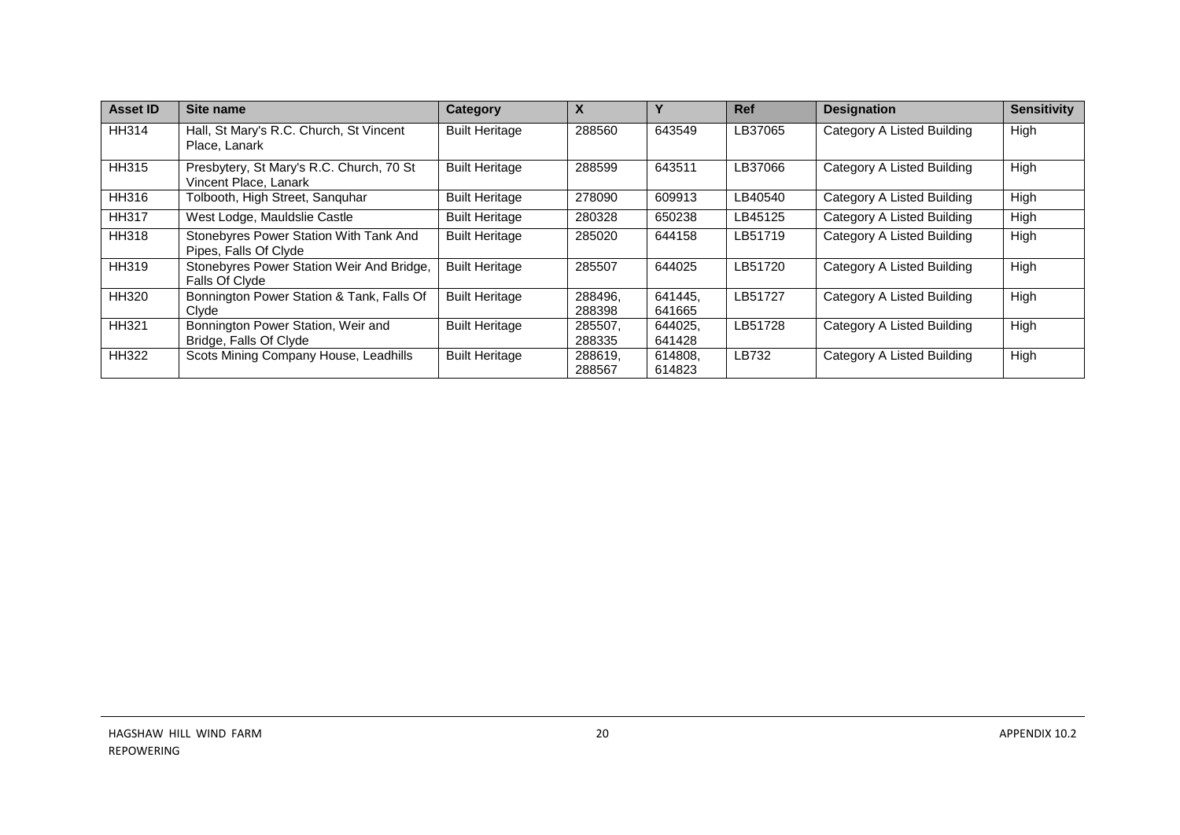| Asset ID | Site name | Category | X | Y | Ref | Designation | Sensitivity |
|---|---|---|---|---|---|---|---|
| HH314 | Hall, St Mary's R.C. Church, St Vincent Place, Lanark | Built Heritage | 288560 | 643549 | LB37065 | Category A Listed Building | High |
| HH315 | Presbytery, St Mary's R.C. Church, 70 St Vincent Place, Lanark | Built Heritage | 288599 | 643511 | LB37066 | Category A Listed Building | High |
| HH316 | Tolbooth, High Street, Sanquhar | Built Heritage | 278090 | 609913 | LB40540 | Category A Listed Building | High |
| HH317 | West Lodge, Mauldslie Castle | Built Heritage | 280328 | 650238 | LB45125 | Category A Listed Building | High |
| HH318 | Stonebyres Power Station With Tank And Pipes, Falls Of Clyde | Built Heritage | 285020 | 644158 | LB51719 | Category A Listed Building | High |
| HH319 | Stonebyres Power Station Weir And Bridge, Falls Of Clyde | Built Heritage | 285507 | 644025 | LB51720 | Category A Listed Building | High |
| HH320 | Bonnington Power Station & Tank, Falls Of Clyde | Built Heritage | 288496, 288398 | 641445, 641665 | LB51727 | Category A Listed Building | High |
| HH321 | Bonnington Power Station, Weir and Bridge, Falls Of Clyde | Built Heritage | 285507, 288335 | 644025, 641428 | LB51728 | Category A Listed Building | High |
| HH322 | Scots Mining Company House, Leadhills | Built Heritage | 288619, 288567 | 614808, 614823 | LB732 | Category A Listed Building | High |